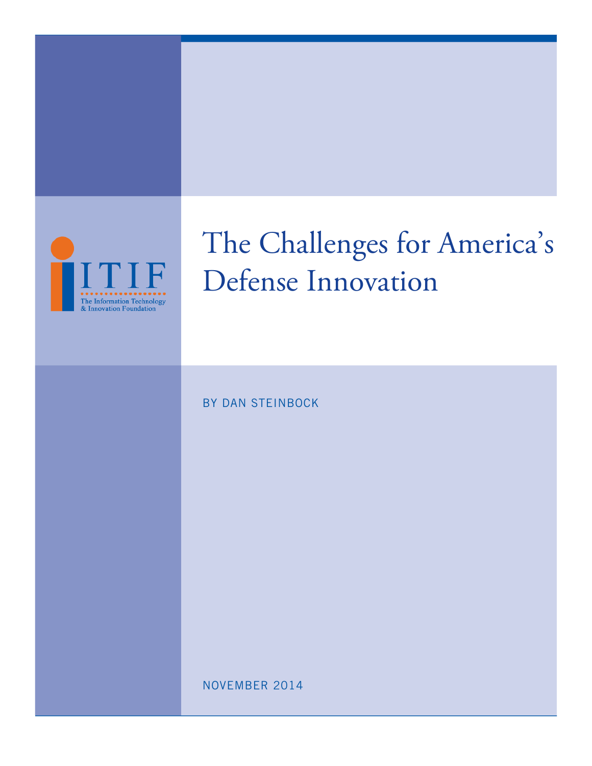ITIF

The Information Technology & Innovation Foundation

# The Challenges for America's Defense Innovation

BY DAN STEINBOCK

NOVEMBER 2014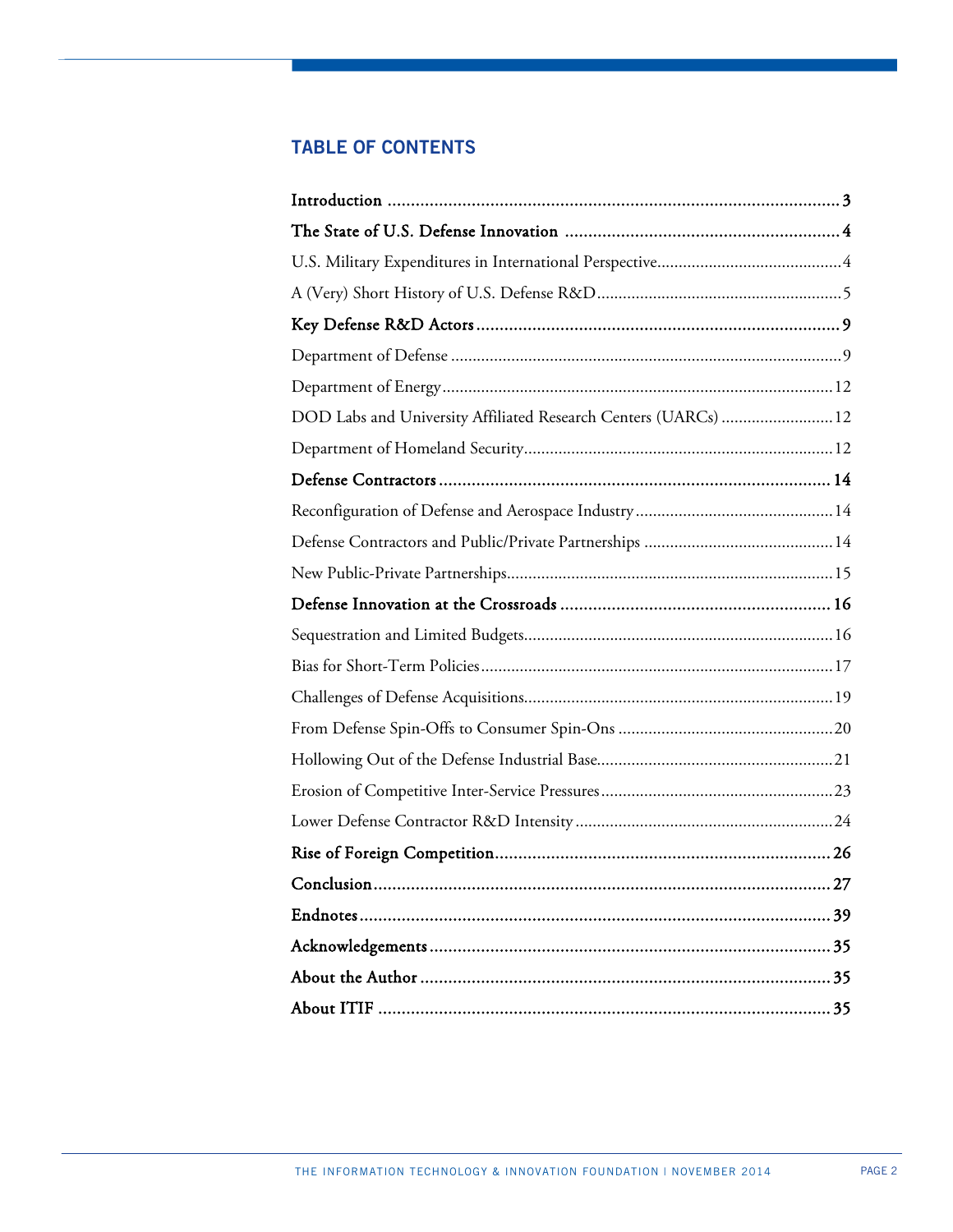## TABLE OF CONTENTS

**Introduction** .......... **3**

**The State of U.S. Defense Innovation** .......... **4**

U.S. Military Expenditures in International Perspective.......... 4

A (Very) Short History of U.S. Defense R&D.......... 5

**Key Defense R&D Actors** .......... **9**

Department of Defense .......... 9

Department of Energy.......... 12

DOD Labs and University Affiliated Research Centers (UARCs) .......... 12

Department of Homeland Security.......... 12

**Defense Contractors** .......... **14**

Reconfiguration of Defense and Aerospace Industry.......... 14

Defense Contractors and Public/Private Partnerships .......... 14

New Public-Private Partnerships.......... 15

**Defense Innovation at the Crossroads** .......... **16**

Sequestration and Limited Budgets.......... 16

Bias for Short-Term Policies.......... 17

Challenges of Defense Acquisitions.......... 19

From Defense Spin-Offs to Consumer Spin-Ons .......... 20

Hollowing Out of the Defense Industrial Base.......... 21

Erosion of Competitive Inter-Service Pressures.......... 23

Lower Defense Contractor R&D Intensity.......... 24

**Rise of Foreign Competition**.......... **26**

**Conclusion**.......... **27**

**Endnotes**.......... **39**

**Acknowledgements**.......... **35**

**About the Author** .......... **35**

**About ITIF** .......... **35**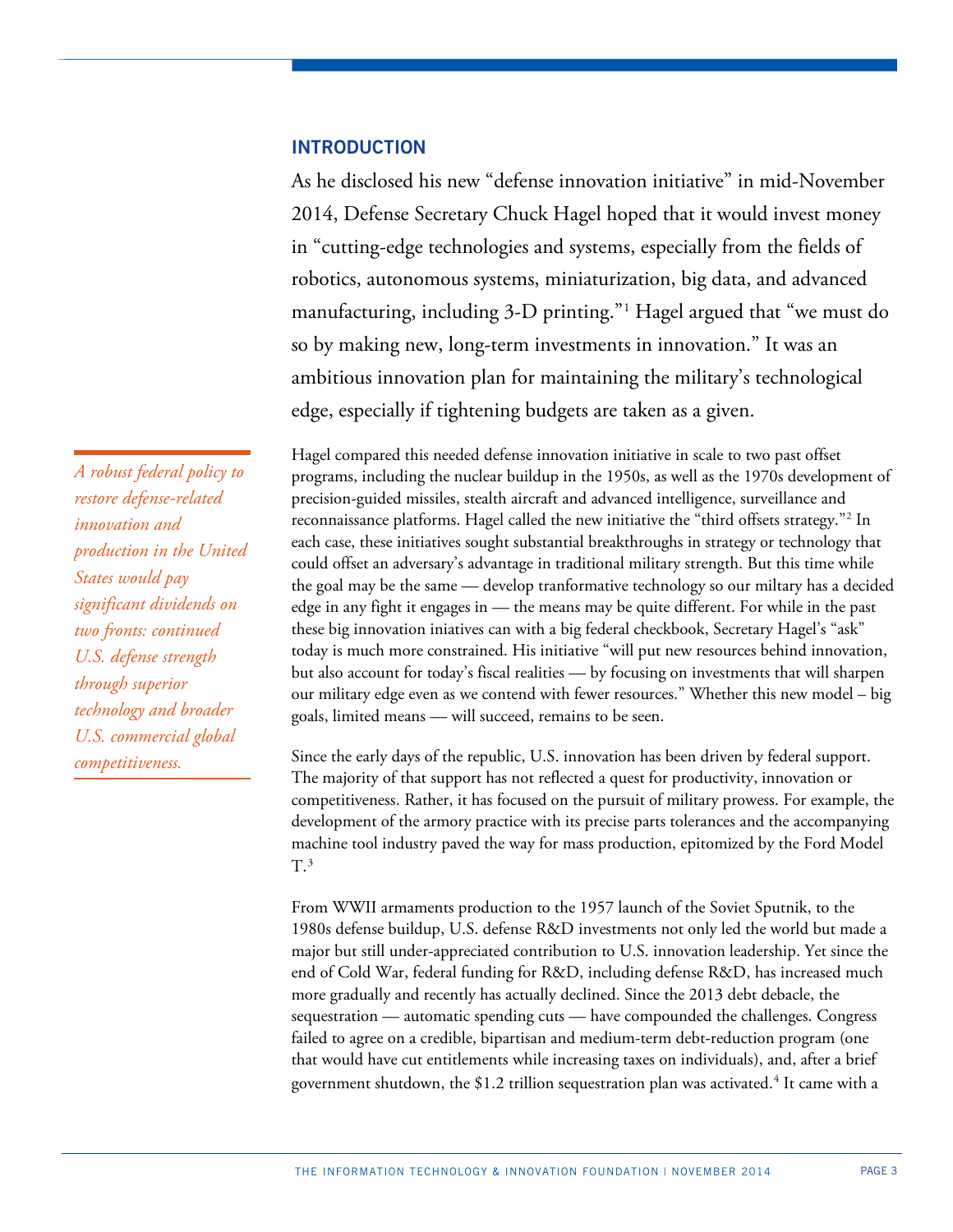## INTRODUCTION

As he disclosed his new "defense innovation initiative" in mid-November 2014, Defense Secretary Chuck Hagel hoped that it would invest money in "cutting-edge technologies and systems, especially from the fields of robotics, autonomous systems, miniaturization, big data, and advanced manufacturing, including 3-D printing."[1] Hagel argued that "we must do so by making new, long-term investments in innovation." It was an ambitious innovation plan for maintaining the military's technological edge, especially if tightening budgets are taken as a given.

*A robust federal policy to restore defense-related innovation and production in the United States would pay significant dividends on two fronts: continued U.S. defense strength through superior technology and broader U.S. commercial global competitiveness.*

Hagel compared this needed defense innovation initiative in scale to two past offset programs, including the nuclear buildup in the 1950s, as well as the 1970s development of precision-guided missiles, stealth aircraft and advanced intelligence, surveillance and reconnaissance platforms. Hagel called the new initiative the "third offsets strategy."[2] In each case, these initiatives sought substantial breakthroughs in strategy or technology that could offset an adversary's advantage in traditional military strength. But this time while the goal may be the same — develop tranformative technology so our miltary has a decided edge in any fight it engages in — the means may be quite different. For while in the past these big innovation iniatives can with a big federal checkbook, Secretary Hagel's "ask" today is much more constrained. His initiative "will put new resources behind innovation, but also account for today's fiscal realities — by focusing on investments that will sharpen our military edge even as we contend with fewer resources." Whether this new model – big goals, limited means — will succeed, remains to be seen.

Since the early days of the republic, U.S. innovation has been driven by federal support. The majority of that support has not reflected a quest for productivity, innovation or competitiveness. Rather, it has focused on the pursuit of military prowess. For example, the development of the armory practice with its precise parts tolerances and the accompanying machine tool industry paved the way for mass production, epitomized by the Ford Model T.[3]

From WWII armaments production to the 1957 launch of the Soviet Sputnik, to the 1980s defense buildup, U.S. defense R&D investments not only led the world but made a major but still under-appreciated contribution to U.S. innovation leadership. Yet since the end of Cold War, federal funding for R&D, including defense R&D, has increased much more gradually and recently has actually declined. Since the 2013 debt debacle, the sequestration — automatic spending cuts — have compounded the challenges. Congress failed to agree on a credible, bipartisan and medium-term debt-reduction program (one that would have cut entitlements while increasing taxes on individuals), and, after a brief government shutdown, the $1.2 trillion sequestration plan was activated.[4] It came with a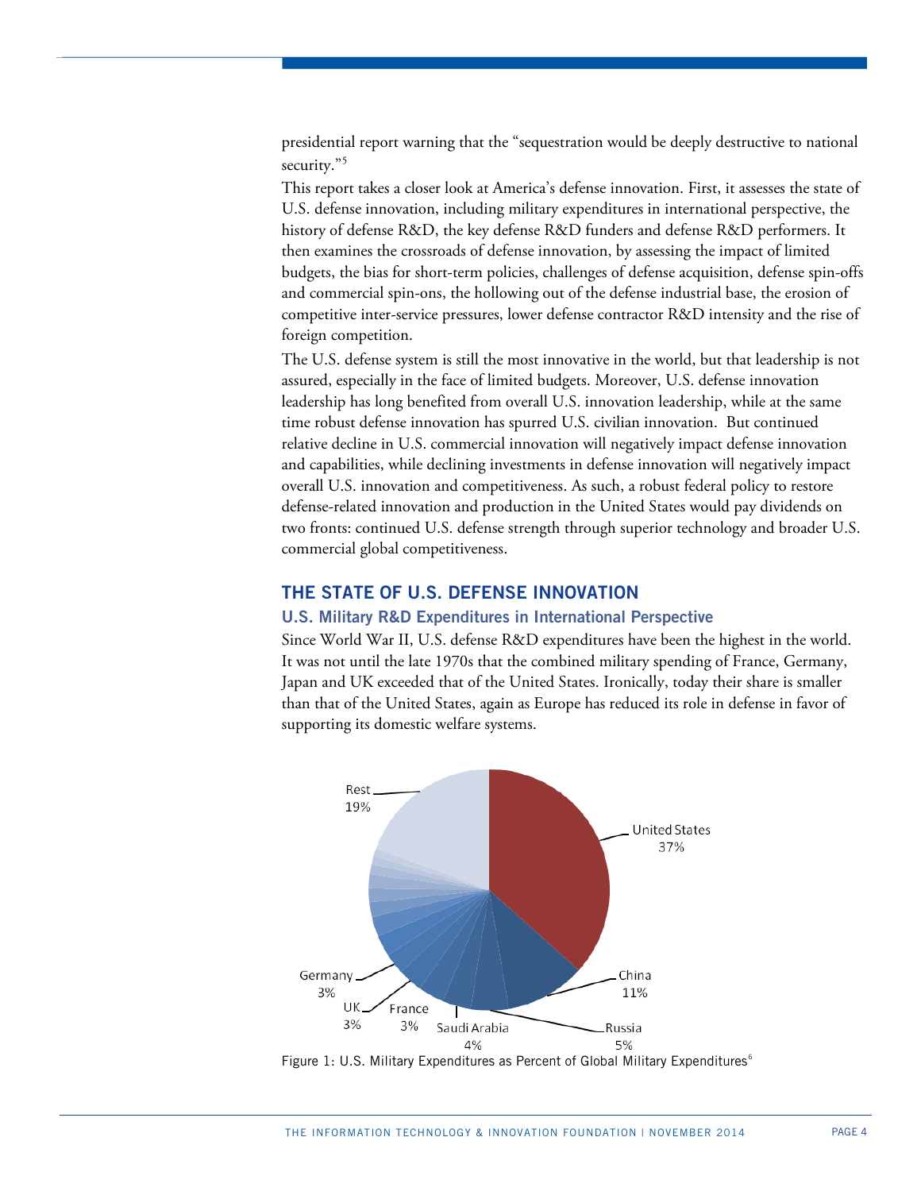presidential report warning that the "sequestration would be deeply destructive to national security."[5]

This report takes a closer look at America's defense innovation. First, it assesses the state of U.S. defense innovation, including military expenditures in international perspective, the history of defense R&D, the key defense R&D funders and defense R&D performers. It then examines the crossroads of defense innovation, by assessing the impact of limited budgets, the bias for short-term policies, challenges of defense acquisition, defense spin-offs and commercial spin-ons, the hollowing out of the defense industrial base, the erosion of competitive inter-service pressures, lower defense contractor R&D intensity and the rise of foreign competition.

The U.S. defense system is still the most innovative in the world, but that leadership is not assured, especially in the face of limited budgets. Moreover, U.S. defense innovation leadership has long benefited from overall U.S. innovation leadership, while at the same time robust defense innovation has spurred U.S. civilian innovation. But continued relative decline in U.S. commercial innovation will negatively impact defense innovation and capabilities, while declining investments in defense innovation will negatively impact overall U.S. innovation and competitiveness. As such, a robust federal policy to restore defense-related innovation and production in the United States would pay dividends on two fronts: continued U.S. defense strength through superior technology and broader U.S. commercial global competitiveness.

## THE STATE OF U.S. DEFENSE INNOVATION

### U.S. Military R&D Expenditures in International Perspective

Since World War II, U.S. defense R&D expenditures have been the highest in the world. It was not until the late 1970s that the combined military spending of France, Germany, Japan and UK exceeded that of the United States. Ironically, today their share is smaller than that of the United States, again as Europe has reduced its role in defense in favor of supporting its domestic welfare systems.

Rest 19%
United States 37%
China 11%
Russia 5%
Saudi Arabia 4%
France 3%
UK 3%
Germany 3%

Figure 1: U.S. Military Expenditures as Percent of Global Military Expenditures[6]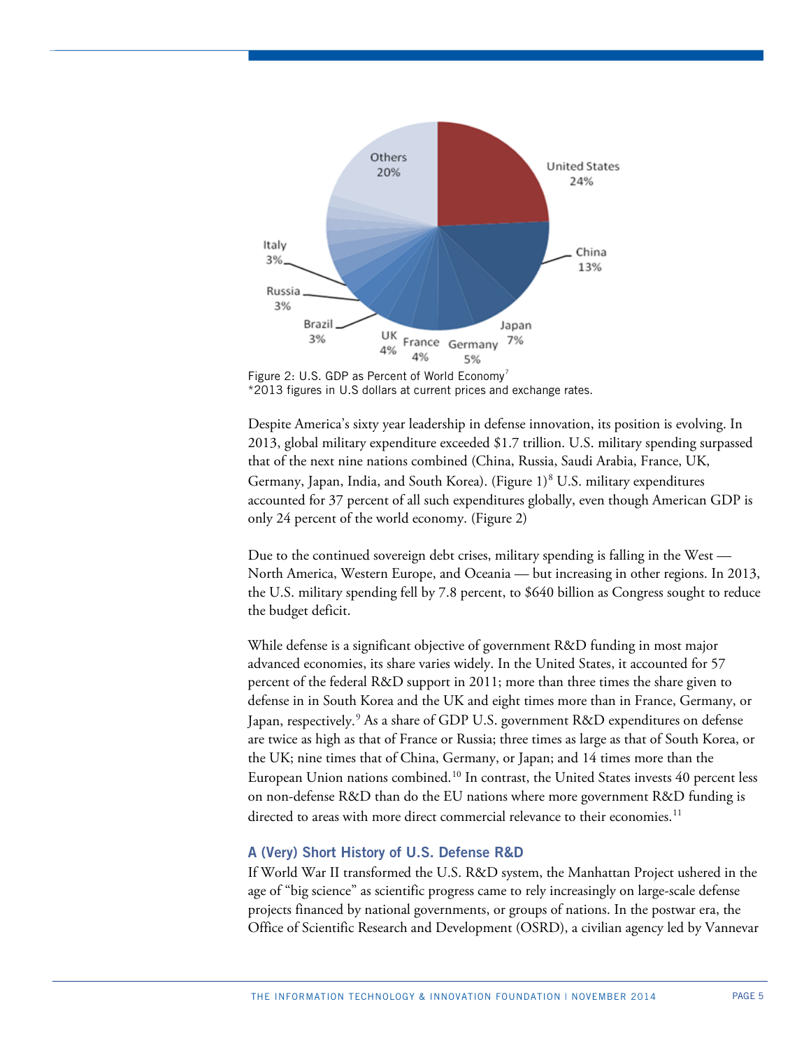Others
20%

United States
24%

China
13%

Japan
7%

Germany
5%

France
4%

UK
4%

Brazil
3%

Russia
3%

Italy
3%

Figure 2: U.S. GDP as Percent of World Economy[7]
*2013 figures in U.S dollars at current prices and exchange rates.

Despite America's sixty year leadership in defense innovation, its position is evolving. In 2013, global military expenditure exceeded $1.7 trillion. U.S. military spending surpassed that of the next nine nations combined (China, Russia, Saudi Arabia, France, UK, Germany, Japan, India, and South Korea). (Figure 1)[8] U.S. military expenditures accounted for 37 percent of all such expenditures globally, even though American GDP is only 24 percent of the world economy. (Figure 2)

Due to the continued sovereign debt crises, military spending is falling in the West — North America, Western Europe, and Oceania — but increasing in other regions. In 2013, the U.S. military spending fell by 7.8 percent, to $640 billion as Congress sought to reduce the budget deficit.

While defense is a significant objective of government R&D funding in most major advanced economies, its share varies widely. In the United States, it accounted for 57 percent of the federal R&D support in 2011; more than three times the share given to defense in in South Korea and the UK and eight times more than in France, Germany, or Japan, respectively.[9] As a share of GDP U.S. government R&D expenditures on defense are twice as high as that of France or Russia; three times as large as that of South Korea, or the UK; nine times that of China, Germany, or Japan; and 14 times more than the European Union nations combined.[10] In contrast, the United States invests 40 percent less on non-defense R&D than do the EU nations where more government R&D funding is directed to areas with more direct commercial relevance to their economies.[11]

### A (Very) Short History of U.S. Defense R&D

If World War II transformed the U.S. R&D system, the Manhattan Project ushered in the age of "big science" as scientific progress came to rely increasingly on large-scale defense projects financed by national governments, or groups of nations. In the postwar era, the Office of Scientific Research and Development (OSRD), a civilian agency led by Vannevar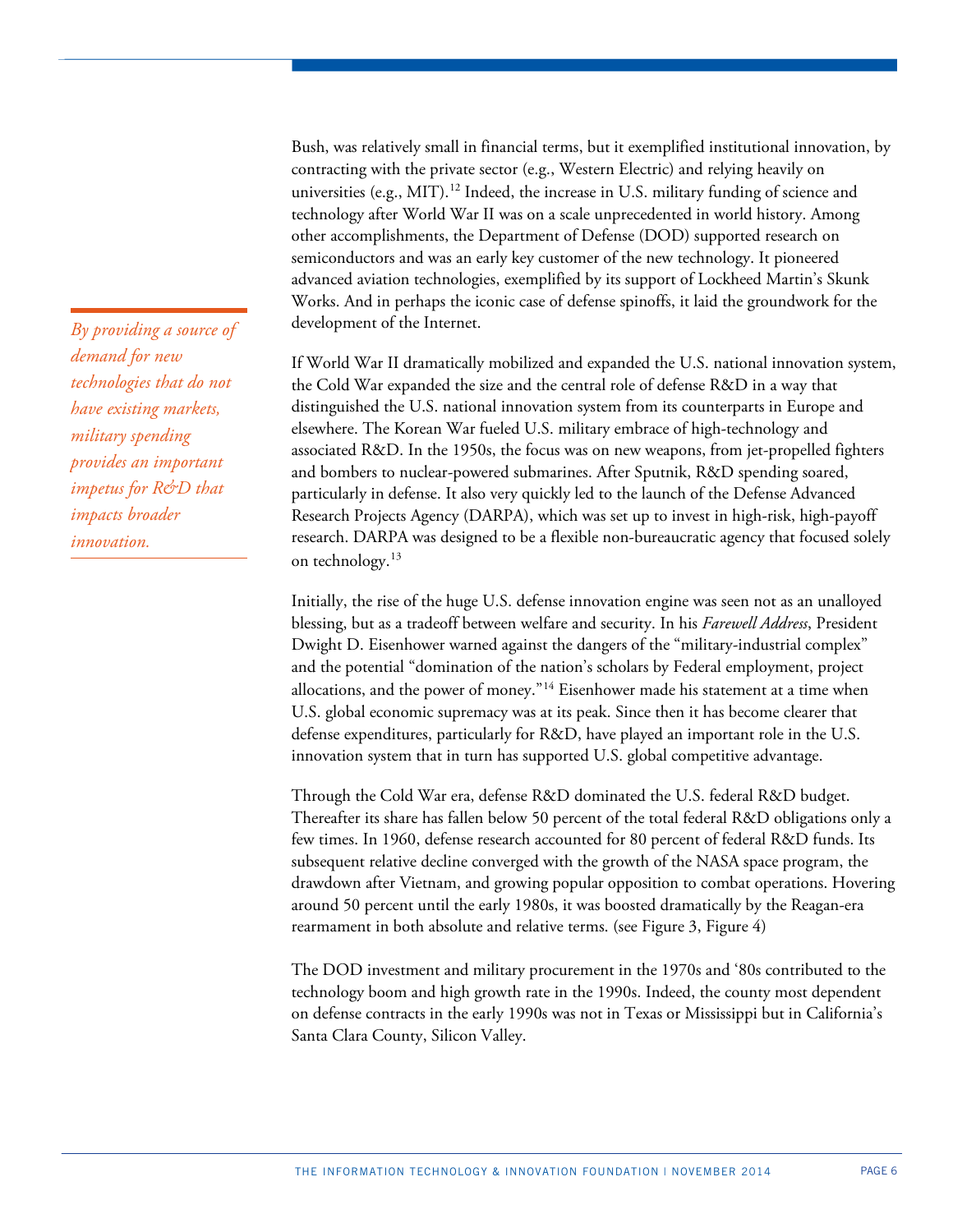Bush, was relatively small in financial terms, but it exemplified institutional innovation, by contracting with the private sector (e.g., Western Electric) and relying heavily on universities (e.g., MIT).[12] Indeed, the increase in U.S. military funding of science and technology after World War II was on a scale unprecedented in world history. Among other accomplishments, the Department of Defense (DOD) supported research on semiconductors and was an early key customer of the new technology. It pioneered advanced aviation technologies, exemplified by its support of Lockheed Martin's Skunk Works. And in perhaps the iconic case of defense spinoffs, it laid the groundwork for the development of the Internet.

*By providing a source of demand for new technologies that do not have existing markets, military spending provides an important impetus for R&D that impacts broader innovation.*

If World War II dramatically mobilized and expanded the U.S. national innovation system, the Cold War expanded the size and the central role of defense R&D in a way that distinguished the U.S. national innovation system from its counterparts in Europe and elsewhere. The Korean War fueled U.S. military embrace of high-technology and associated R&D. In the 1950s, the focus was on new weapons, from jet-propelled fighters and bombers to nuclear-powered submarines. After Sputnik, R&D spending soared, particularly in defense. It also very quickly led to the launch of the Defense Advanced Research Projects Agency (DARPA), which was set up to invest in high-risk, high-payoff research. DARPA was designed to be a flexible non-bureaucratic agency that focused solely on technology.[13]

Initially, the rise of the huge U.S. defense innovation engine was seen not as an unalloyed blessing, but as a tradeoff between welfare and security. In his *Farewell Address*, President Dwight D. Eisenhower warned against the dangers of the "military-industrial complex" and the potential "domination of the nation's scholars by Federal employment, project allocations, and the power of money."[14] Eisenhower made his statement at a time when U.S. global economic supremacy was at its peak. Since then it has become clearer that defense expenditures, particularly for R&D, have played an important role in the U.S. innovation system that in turn has supported U.S. global competitive advantage.

Through the Cold War era, defense R&D dominated the U.S. federal R&D budget. Thereafter its share has fallen below 50 percent of the total federal R&D obligations only a few times. In 1960, defense research accounted for 80 percent of federal R&D funds. Its subsequent relative decline converged with the growth of the NASA space program, the drawdown after Vietnam, and growing popular opposition to combat operations. Hovering around 50 percent until the early 1980s, it was boosted dramatically by the Reagan-era rearmament in both absolute and relative terms. (see Figure 3, Figure 4)

The DOD investment and military procurement in the 1970s and '80s contributed to the technology boom and high growth rate in the 1990s. Indeed, the county most dependent on defense contracts in the early 1990s was not in Texas or Mississippi but in California's Santa Clara County, Silicon Valley.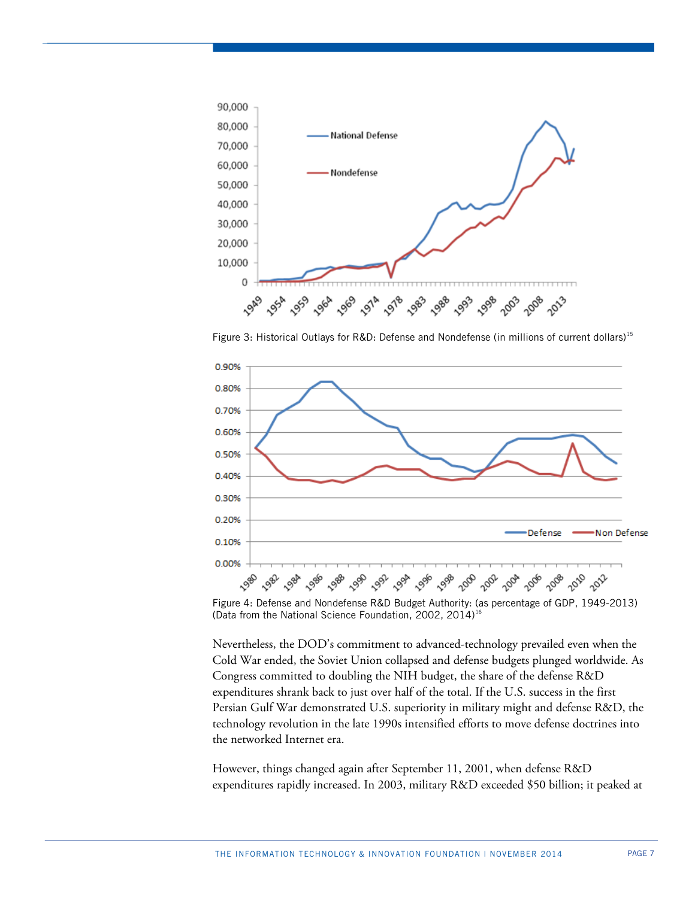90,000
80,000
70,000
60,000
50,000
40,000
30,000
20,000
10,000
0

National Defense
Nondefense

1949 1954 1959 1964 1969 1974 1978 1983 1988 1993 1998 2003 2008 2013

Figure 3: Historical Outlays for R&D: Defense and Nondefense (in millions of current dollars)[15]

0.90%
0.80%
0.70%
0.60%
0.50%
0.40%
0.30%
0.20%
0.10%
0.00%

Defense
Non Defense

1980 1982 1984 1986 1988 1990 1992 1994 1996 1998 2000 2002 2004 2006 2008 2010 2012

Figure 4: Defense and Nondefense R&D Budget Authority: (as percentage of GDP, 1949-2013) (Data from the National Science Foundation, 2002, 2014)[16]

Nevertheless, the DOD's commitment to advanced-technology prevailed even when the Cold War ended, the Soviet Union collapsed and defense budgets plunged worldwide. As Congress committed to doubling the NIH budget, the share of the defense R&D expenditures shrank back to just over half of the total. If the U.S. success in the first Persian Gulf War demonstrated U.S. superiority in military might and defense R&D, the technology revolution in the late 1990s intensified efforts to move defense doctrines into the networked Internet era.

However, things changed again after September 11, 2001, when defense R&D expenditures rapidly increased. In 2003, military R&D exceeded $50 billion; it peaked at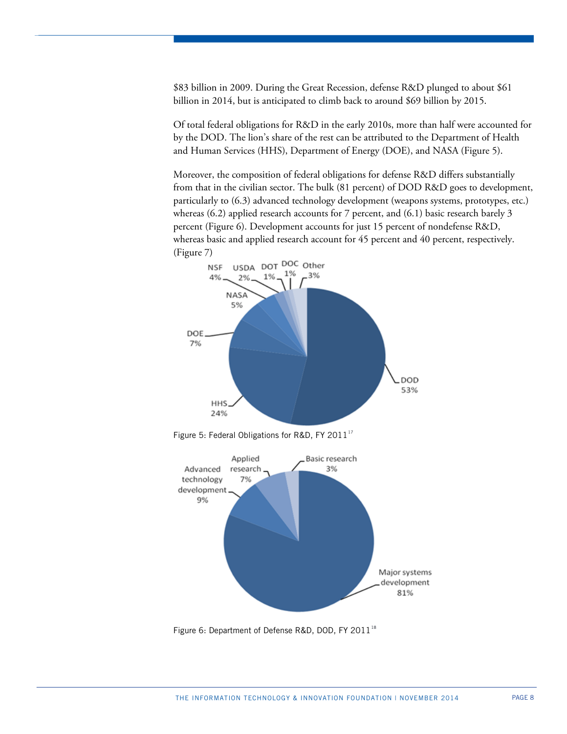$83 billion in 2009. During the Great Recession, defense R&D plunged to about $61 billion in 2014, but is anticipated to climb back to around $69 billion by 2015.

Of total federal obligations for R&D in the early 2010s, more than half were accounted for by the DOD. The lion's share of the rest can be attributed to the Department of Health and Human Services (HHS), Department of Energy (DOE), and NASA (Figure 5).

Moreover, the composition of federal obligations for defense R&D differs substantially from that in the civilian sector. The bulk (81 percent) of DOD R&D goes to development, particularly to (6.3) advanced technology development (weapons systems, prototypes, etc.) whereas (6.2) applied research accounts for 7 percent, and (6.1) basic research barely 3 percent (Figure 6). Development accounts for just 15 percent of nondefense R&D, whereas basic and applied research account for 45 percent and 40 percent, respectively. (Figure 7)

NSF 4%
USDA 2%
DOT 1%
DOC 1%
Other 3%
NASA 5%
DOE 7%
DOD 53%
HHS 24%

Figure 5: Federal Obligations for R&D, FY 2011[17]

Applied research 7%
Basic research 3%
Advanced technology development 9%
Major systems development 81%

Figure 6: Department of Defense R&D, DOD, FY 2011[18]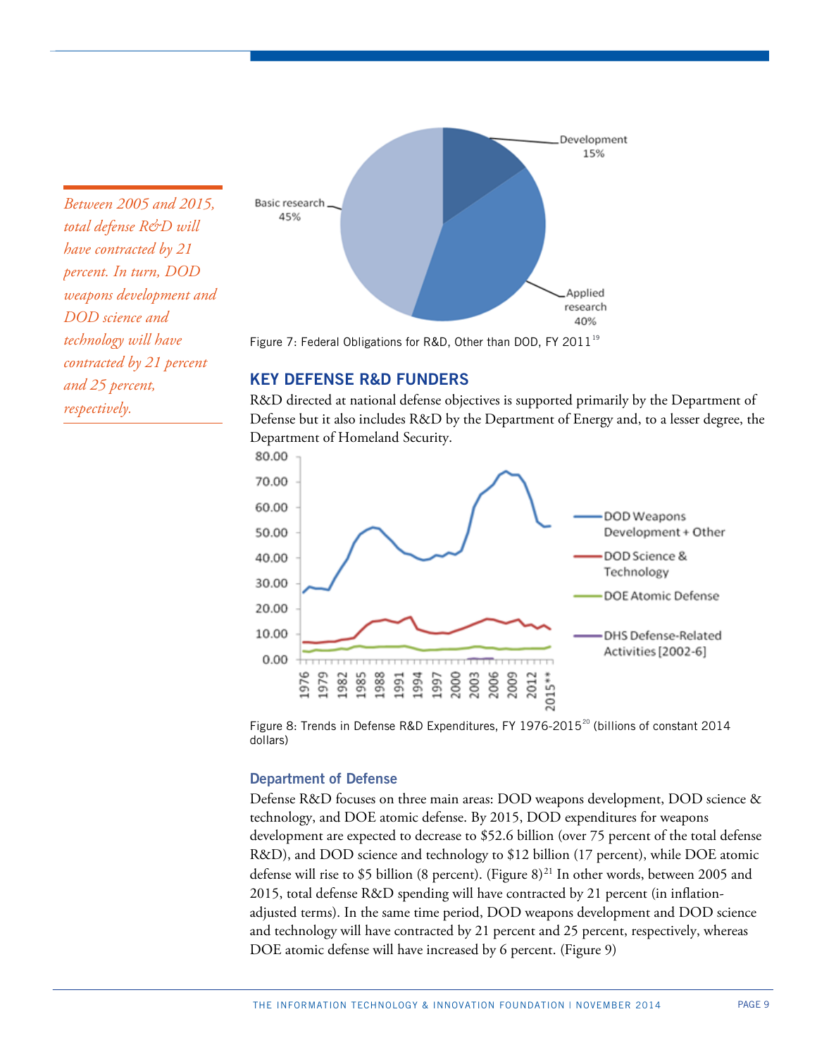Development
15%

Basic research
45%

Applied
research
40%

Figure 7: Federal Obligations for R&D, Other than DOD, FY 2011[19]

*Between 2005 and 2015, total defense R&D will have contracted by 21 percent. In turn, DOD weapons development and DOD science and technology will have contracted by 21 percent and 25 percent, respectively.*

## KEY DEFENSE R&D FUNDERS

R&D directed at national defense objectives is supported primarily by the Department of Defense but it also includes R&D by the Department of Energy and, to a lesser degree, the Department of Homeland Security.

80.00
70.00
60.00
50.00
40.00
30.00
20.00
10.00
0.00

1976
1979
1982
1985
1988
1991
1994
1997
2000
2003
2006
2009
2012
2015**

DOD Weapons Development + Other
DOD Science & Technology
DOE Atomic Defense
DHS Defense-Related Activities [2002-6]

Figure 8: Trends in Defense R&D Expenditures, FY 1976-2015[20] (billions of constant 2014 dollars)

### Department of Defense

Defense R&D focuses on three main areas: DOD weapons development, DOD science & technology, and DOE atomic defense. By 2015, DOD expenditures for weapons development are expected to decrease to $52.6 billion (over 75 percent of the total defense R&D), and DOD science and technology to $12 billion (17 percent), while DOE atomic defense will rise to $5 billion (8 percent). (Figure 8)[21] In other words, between 2005 and 2015, total defense R&D spending will have contracted by 21 percent (in inflation-adjusted terms). In the same time period, DOD weapons development and DOD science and technology will have contracted by 21 percent and 25 percent, respectively, whereas DOE atomic defense will have increased by 6 percent. (Figure 9)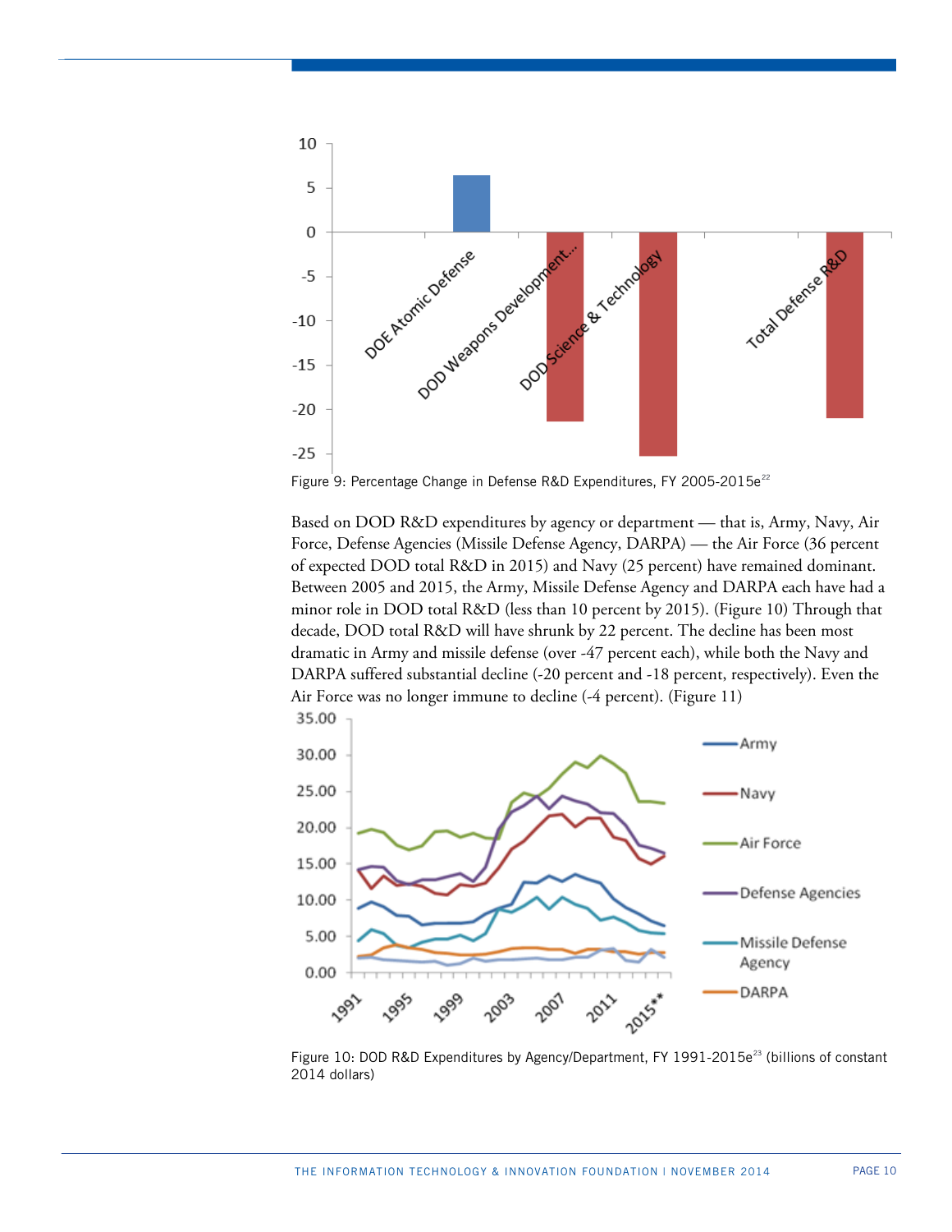10
5
0
-5
-10
-15
-20
-25

DOE Atomic Defense
DOD Weapons Development...
DOD Science & Technology
Total Defense R&D

Figure 9: Percentage Change in Defense R&D Expenditures, FY 2005-2015e[22]

Based on DOD R&D expenditures by agency or department — that is, Army, Navy, Air Force, Defense Agencies (Missile Defense Agency, DARPA) — the Air Force (36 percent of expected DOD total R&D in 2015) and Navy (25 percent) have remained dominant. Between 2005 and 2015, the Army, Missile Defense Agency and DARPA each have had a minor role in DOD total R&D (less than 10 percent by 2015). (Figure 10) Through that decade, DOD total R&D will have shrunk by 22 percent. The decline has been most dramatic in Army and missile defense (over -47 percent each), while both the Navy and DARPA suffered substantial decline (-20 percent and -18 percent, respectively). Even the Air Force was no longer immune to decline (-4 percent). (Figure 11)

35.00
30.00
25.00
20.00
15.00
10.00
5.00
0.00

1991
1995
1999
2003
2007
2011
2015**

Army
Navy
Air Force
Defense Agencies
Missile Defense Agency
DARPA

Figure 10: DOD R&D Expenditures by Agency/Department, FY 1991-2015e[23] (billions of constant 2014 dollars)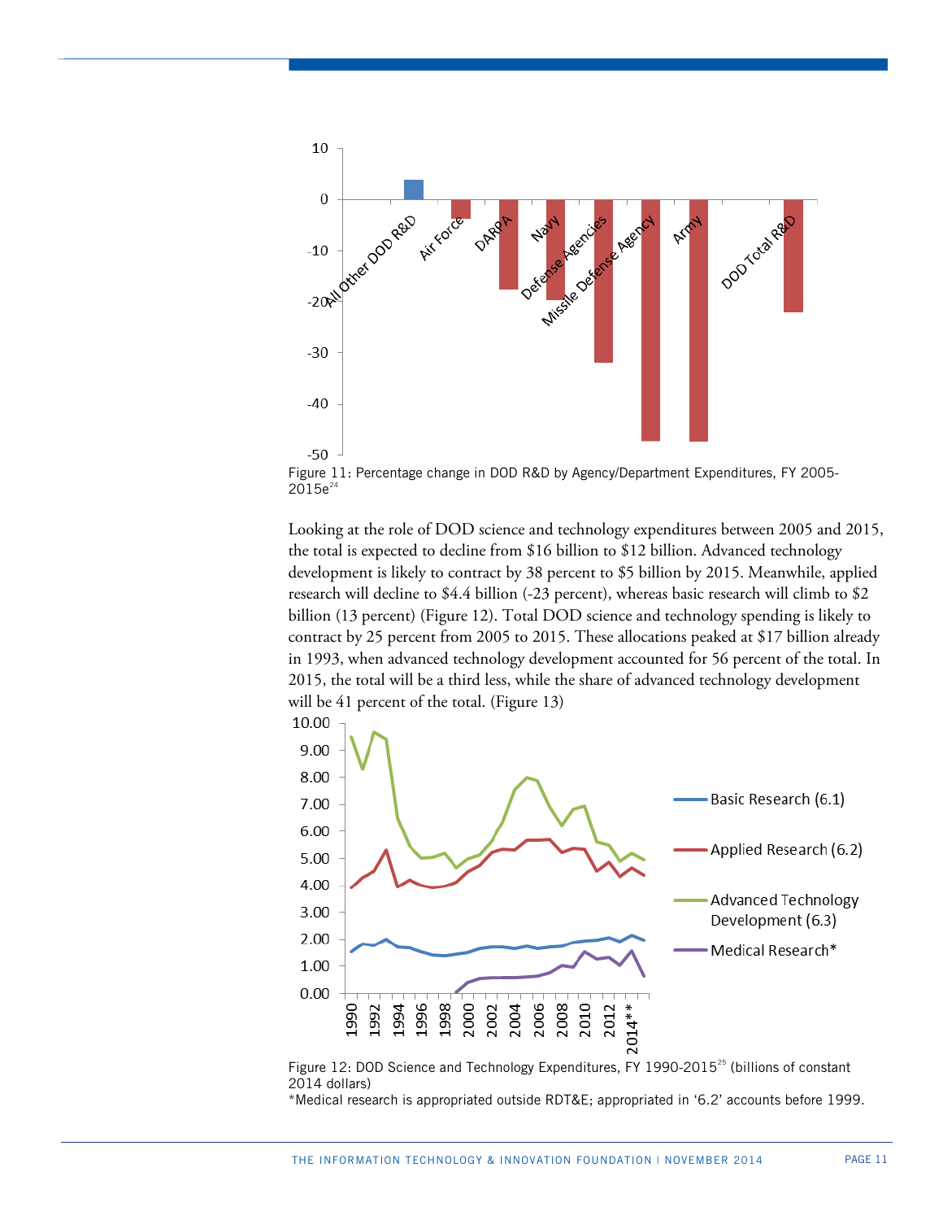10
0
-10
-20
-30
-40
-50

All Other DOD R&D
Air Force
DARPA
Navy
Defense Agencies
Missile Defense Agency
Army
DOD Total R&D

Figure 11: Percentage change in DOD R&D by Agency/Department Expenditures, FY 2005-2015e[24]

Looking at the role of DOD science and technology expenditures between 2005 and 2015, the total is expected to decline from $16 billion to $12 billion. Advanced technology development is likely to contract by 38 percent to $5 billion by 2015. Meanwhile, applied research will decline to $4.4 billion (-23 percent), whereas basic research will climb to $2 billion (13 percent) (Figure 12). Total DOD science and technology spending is likely to contract by 25 percent from 2005 to 2015. These allocations peaked at $17 billion already in 1993, when advanced technology development accounted for 56 percent of the total. In 2015, the total will be a third less, while the share of advanced technology development will be 41 percent of the total. (Figure 13)

10.00
9.00
8.00
7.00
6.00
5.00
4.00
3.00
2.00
1.00
0.00

1990
1992
1994
1996
1998
2000
2002
2004
2006
2008
2010
2012
2014**

Basic Research (6.1)
Applied Research (6.2)
Advanced Technology Development (6.3)
Medical Research*

Figure 12: DOD Science and Technology Expenditures, FY 1990-2015[25] (billions of constant 2014 dollars)
*Medical research is appropriated outside RDT&E; appropriated in '6.2' accounts before 1999.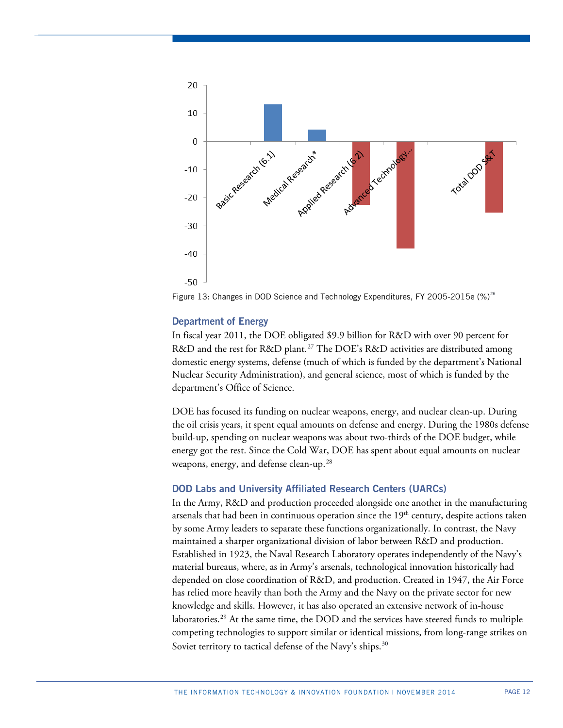Figure 13: Changes in DOD Science and Technology Expenditures, FY 2005-2015e (%)[26]

### Department of Energy

In fiscal year 2011, the DOE obligated $9.9 billion for R&D with over 90 percent for R&D and the rest for R&D plant.[27] The DOE's R&D activities are distributed among domestic energy systems, defense (much of which is funded by the department's National Nuclear Security Administration), and general science, most of which is funded by the department's Office of Science.

DOE has focused its funding on nuclear weapons, energy, and nuclear clean-up. During the oil crisis years, it spent equal amounts on defense and energy. During the 1980s defense build-up, spending on nuclear weapons was about two-thirds of the DOE budget, while energy got the rest. Since the Cold War, DOE has spent about equal amounts on nuclear weapons, energy, and defense clean-up.[28]

### DOD Labs and University Affiliated Research Centers (UARCs)

In the Army, R&D and production proceeded alongside one another in the manufacturing arsenals that had been in continuous operation since the 19th century, despite actions taken by some Army leaders to separate these functions organizationally. In contrast, the Navy maintained a sharper organizational division of labor between R&D and production. Established in 1923, the Naval Research Laboratory operates independently of the Navy's material bureaus, where, as in Army's arsenals, technological innovation historically had depended on close coordination of R&D, and production. Created in 1947, the Air Force has relied more heavily than both the Army and the Navy on the private sector for new knowledge and skills. However, it has also operated an extensive network of in-house laboratories.[29] At the same time, the DOD and the services have steered funds to multiple competing technologies to support similar or identical missions, from long-range strikes on Soviet territory to tactical defense of the Navy's ships.[30]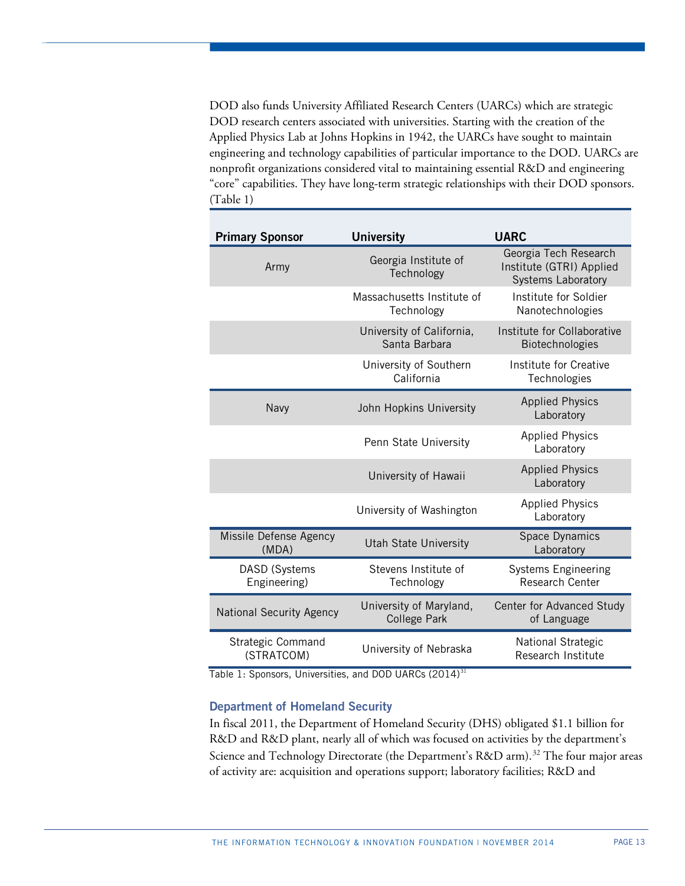DOD also funds University Affiliated Research Centers (UARCs) which are strategic DOD research centers associated with universities. Starting with the creation of the Applied Physics Lab at Johns Hopkins in 1942, the UARCs have sought to maintain engineering and technology capabilities of particular importance to the DOD. UARCs are nonprofit organizations considered vital to maintaining essential R&D and engineering "core" capabilities. They have long-term strategic relationships with their DOD sponsors. (Table 1)

| Primary Sponsor | University | UARC |
|---|---|---|
| Army | Georgia Institute of Technology | Georgia Tech Research Institute (GTRI) Applied Systems Laboratory |
| | Massachusetts Institute of Technology | Institute for Soldier Nanotechnologies |
| | University of California, Santa Barbara | Institute for Collaborative Biotechnologies |
| | University of Southern California | Institute for Creative Technologies |
| Navy | John Hopkins University | Applied Physics Laboratory |
| | Penn State University | Applied Physics Laboratory |
| | University of Hawaii | Applied Physics Laboratory |
| | University of Washington | Applied Physics Laboratory |
| Missile Defense Agency (MDA) | Utah State University | Space Dynamics Laboratory |
| DASD (Systems Engineering) | Stevens Institute of Technology | Systems Engineering Research Center |
| National Security Agency | University of Maryland, College Park | Center for Advanced Study of Language |
| Strategic Command (STRATCOM) | University of Nebraska | National Strategic Research Institute |

Table 1: Sponsors, Universities, and DOD UARCs (2014)[31]

### Department of Homeland Security

In fiscal 2011, the Department of Homeland Security (DHS) obligated $1.1 billion for R&D and R&D plant, nearly all of which was focused on activities by the department's Science and Technology Directorate (the Department's R&D arm).[32] The four major areas of activity are: acquisition and operations support; laboratory facilities; R&D and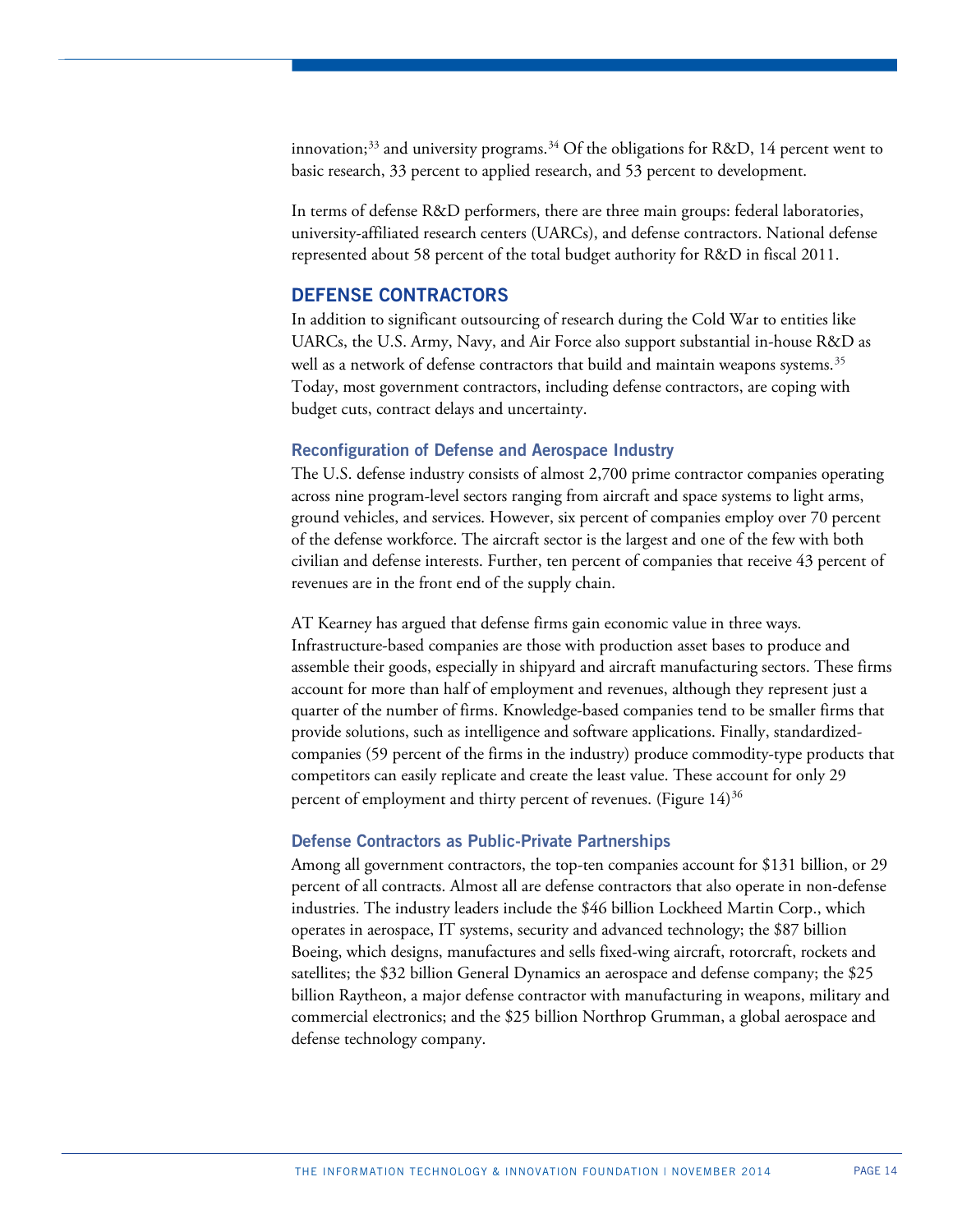innovation;[33] and university programs.[34] Of the obligations for R&D, 14 percent went to basic research, 33 percent to applied research, and 53 percent to development.

In terms of defense R&D performers, there are three main groups: federal laboratories, university-affiliated research centers (UARCs), and defense contractors. National defense represented about 58 percent of the total budget authority for R&D in fiscal 2011.

## DEFENSE CONTRACTORS

In addition to significant outsourcing of research during the Cold War to entities like UARCs, the U.S. Army, Navy, and Air Force also support substantial in-house R&D as well as a network of defense contractors that build and maintain weapons systems.[35] Today, most government contractors, including defense contractors, are coping with budget cuts, contract delays and uncertainty.

### Reconfiguration of Defense and Aerospace Industry

The U.S. defense industry consists of almost 2,700 prime contractor companies operating across nine program-level sectors ranging from aircraft and space systems to light arms, ground vehicles, and services. However, six percent of companies employ over 70 percent of the defense workforce. The aircraft sector is the largest and one of the few with both civilian and defense interests. Further, ten percent of companies that receive 43 percent of revenues are in the front end of the supply chain.

AT Kearney has argued that defense firms gain economic value in three ways. Infrastructure-based companies are those with production asset bases to produce and assemble their goods, especially in shipyard and aircraft manufacturing sectors. These firms account for more than half of employment and revenues, although they represent just a quarter of the number of firms. Knowledge-based companies tend to be smaller firms that provide solutions, such as intelligence and software applications. Finally, standardized-companies (59 percent of the firms in the industry) produce commodity-type products that competitors can easily replicate and create the least value. These account for only 29 percent of employment and thirty percent of revenues. (Figure 14)[36]

### Defense Contractors as Public-Private Partnerships

Among all government contractors, the top-ten companies account for $131 billion, or 29 percent of all contracts. Almost all are defense contractors that also operate in non-defense industries. The industry leaders include the $46 billion Lockheed Martin Corp., which operates in aerospace, IT systems, security and advanced technology; the $87 billion Boeing, which designs, manufactures and sells fixed-wing aircraft, rotorcraft, rockets and satellites; the $32 billion General Dynamics an aerospace and defense company; the $25 billion Raytheon, a major defense contractor with manufacturing in weapons, military and commercial electronics; and the $25 billion Northrop Grumman, a global aerospace and defense technology company.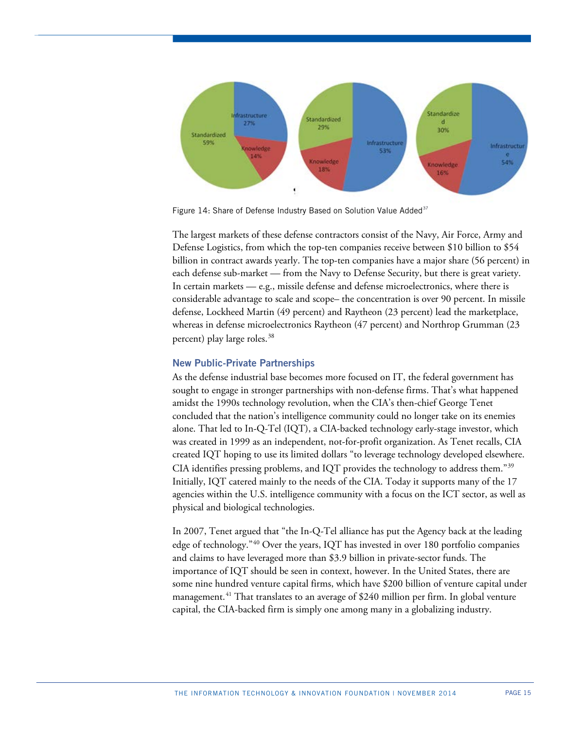Infrastructure
27%
Standardized
59%
Knowledge
14%

Standardized
29%
Infrastructure
53%
Knowledge
18%

Standardize
d
30%
Infrastructur
e
54%
Knowledge
16%

Figure 14: Share of Defense Industry Based on Solution Value Added[37]

The largest markets of these defense contractors consist of the Navy, Air Force, Army and Defense Logistics, from which the top-ten companies receive between $10 billion to $54 billion in contract awards yearly. The top-ten companies have a major share (56 percent) in each defense sub-market — from the Navy to Defense Security, but there is great variety. In certain markets — e.g., missile defense and defense microelectronics, where there is considerable advantage to scale and scope– the concentration is over 90 percent. In missile defense, Lockheed Martin (49 percent) and Raytheon (23 percent) lead the marketplace, whereas in defense microelectronics Raytheon (47 percent) and Northrop Grumman (23 percent) play large roles.[38]

### New Public-Private Partnerships

As the defense industrial base becomes more focused on IT, the federal government has sought to engage in stronger partnerships with non-defense firms. That's what happened amidst the 1990s technology revolution, when the CIA's then-chief George Tenet concluded that the nation's intelligence community could no longer take on its enemies alone. That led to In-Q-Tel (IQT), a CIA-backed technology early-stage investor, which was created in 1999 as an independent, not-for-profit organization. As Tenet recalls, CIA created IQT hoping to use its limited dollars "to leverage technology developed elsewhere. CIA identifies pressing problems, and IQT provides the technology to address them."[39] Initially, IQT catered mainly to the needs of the CIA. Today it supports many of the 17 agencies within the U.S. intelligence community with a focus on the ICT sector, as well as physical and biological technologies.

In 2007, Tenet argued that "the In-Q-Tel alliance has put the Agency back at the leading edge of technology."[40] Over the years, IQT has invested in over 180 portfolio companies and claims to have leveraged more than $3.9 billion in private-sector funds. The importance of IQT should be seen in context, however. In the United States, there are some nine hundred venture capital firms, which have $200 billion of venture capital under management.[41] That translates to an average of $240 million per firm. In global venture capital, the CIA-backed firm is simply one among many in a globalizing industry.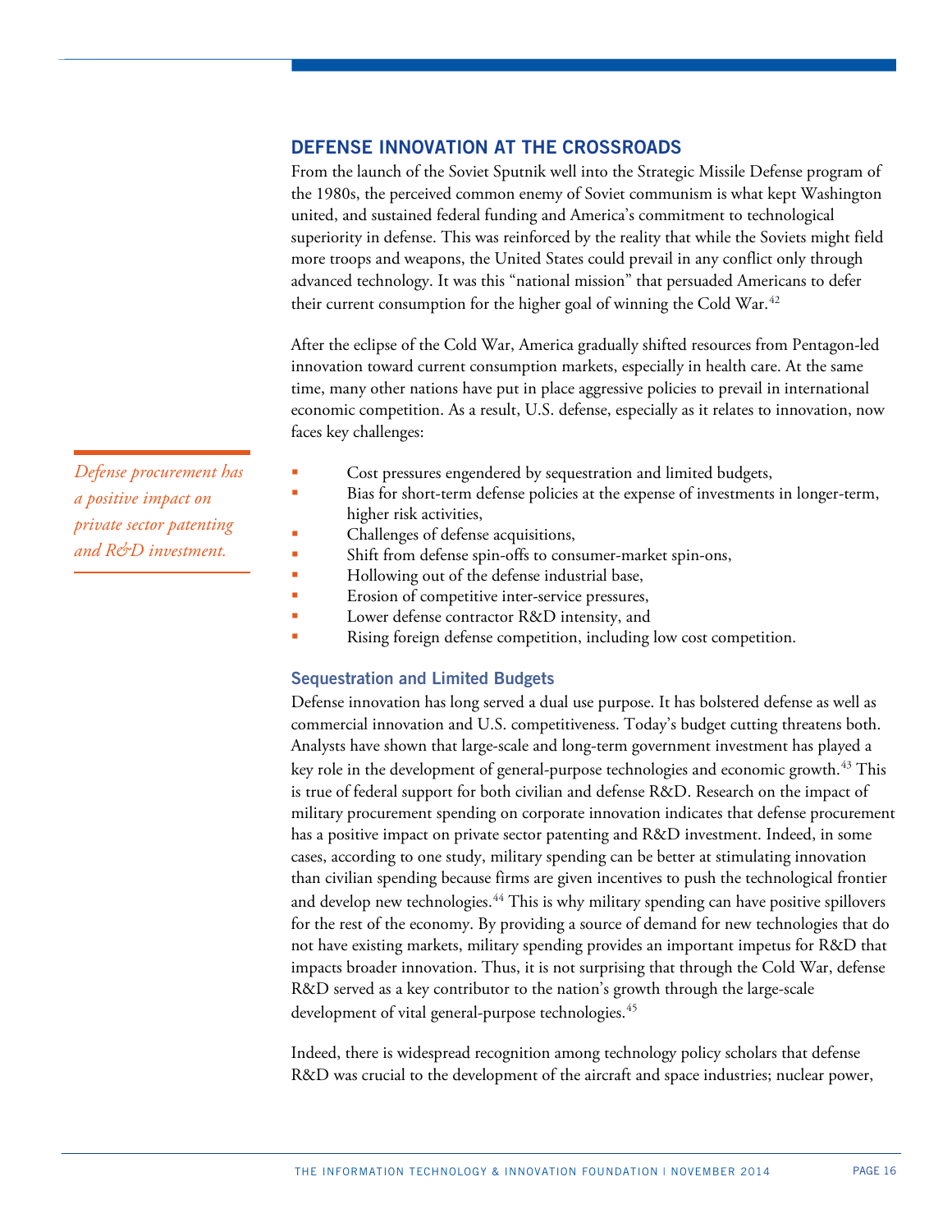## DEFENSE INNOVATION AT THE CROSSROADS

From the launch of the Soviet Sputnik well into the Strategic Missile Defense program of the 1980s, the perceived common enemy of Soviet communism is what kept Washington united, and sustained federal funding and America's commitment to technological superiority in defense. This was reinforced by the reality that while the Soviets might field more troops and weapons, the United States could prevail in any conflict only through advanced technology. It was this "national mission" that persuaded Americans to defer their current consumption for the higher goal of winning the Cold War.[42]

After the eclipse of the Cold War, America gradually shifted resources from Pentagon-led innovation toward current consumption markets, especially in health care. At the same time, many other nations have put in place aggressive policies to prevail in international economic competition. As a result, U.S. defense, especially as it relates to innovation, now faces key challenges:

*Defense procurement has a positive impact on private sector patenting and R&D investment.*

- Cost pressures engendered by sequestration and limited budgets,
- Bias for short-term defense policies at the expense of investments in longer-term, higher risk activities,
- Challenges of defense acquisitions,
- Shift from defense spin-offs to consumer-market spin-ons,
- Hollowing out of the defense industrial base,
- Erosion of competitive inter-service pressures,
- Lower defense contractor R&D intensity, and
- Rising foreign defense competition, including low cost competition.

### Sequestration and Limited Budgets

Defense innovation has long served a dual use purpose. It has bolstered defense as well as commercial innovation and U.S. competitiveness. Today's budget cutting threatens both. Analysts have shown that large-scale and long-term government investment has played a key role in the development of general-purpose technologies and economic growth.[43] This is true of federal support for both civilian and defense R&D. Research on the impact of military procurement spending on corporate innovation indicates that defense procurement has a positive impact on private sector patenting and R&D investment. Indeed, in some cases, according to one study, military spending can be better at stimulating innovation than civilian spending because firms are given incentives to push the technological frontier and develop new technologies.[44] This is why military spending can have positive spillovers for the rest of the economy. By providing a source of demand for new technologies that do not have existing markets, military spending provides an important impetus for R&D that impacts broader innovation. Thus, it is not surprising that through the Cold War, defense R&D served as a key contributor to the nation's growth through the large-scale development of vital general-purpose technologies.[45]

Indeed, there is widespread recognition among technology policy scholars that defense R&D was crucial to the development of the aircraft and space industries; nuclear power,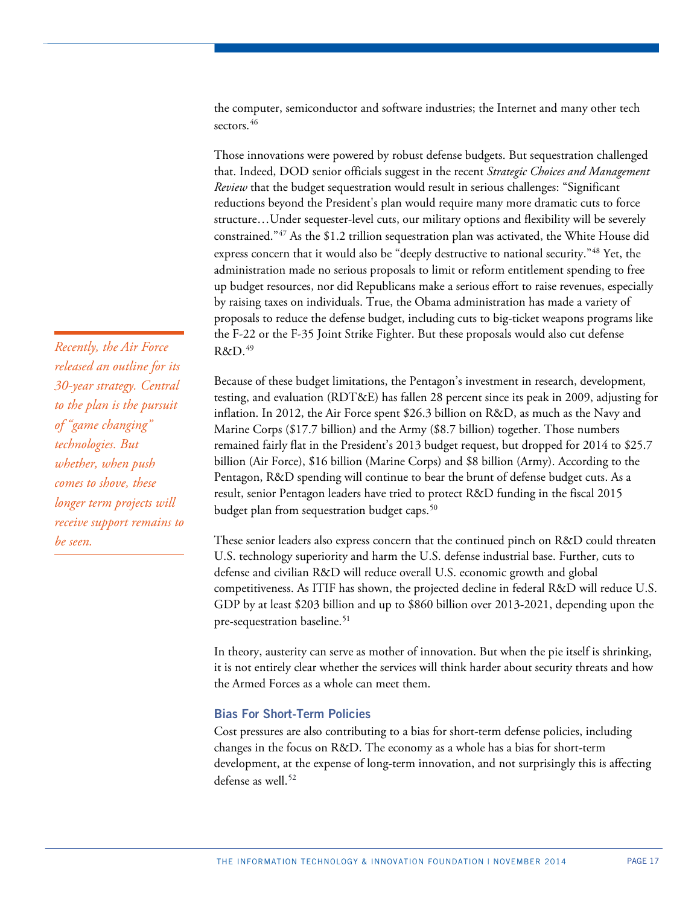the computer, semiconductor and software industries; the Internet and many other tech sectors.[46]

Those innovations were powered by robust defense budgets. But sequestration challenged that. Indeed, DOD senior officials suggest in the recent *Strategic Choices and Management Review* that the budget sequestration would result in serious challenges: "Significant reductions beyond the President's plan would require many more dramatic cuts to force structure…Under sequester-level cuts, our military options and flexibility will be severely constrained."[47] As the $1.2 trillion sequestration plan was activated, the White House did express concern that it would also be "deeply destructive to national security."[48] Yet, the administration made no serious proposals to limit or reform entitlement spending to free up budget resources, nor did Republicans make a serious effort to raise revenues, especially by raising taxes on individuals. True, the Obama administration has made a variety of proposals to reduce the defense budget, including cuts to big-ticket weapons programs like the F-22 or the F-35 Joint Strike Fighter. But these proposals would also cut defense R&D.[49]

*Recently, the Air Force released an outline for its 30-year strategy. Central to the plan is the pursuit of "game changing" technologies. But whether, when push comes to shove, these longer term projects will receive support remains to be seen.*

Because of these budget limitations, the Pentagon's investment in research, development, testing, and evaluation (RDT&E) has fallen 28 percent since its peak in 2009, adjusting for inflation. In 2012, the Air Force spent $26.3 billion on R&D, as much as the Navy and Marine Corps ($17.7 billion) and the Army ($8.7 billion) together. Those numbers remained fairly flat in the President's 2013 budget request, but dropped for 2014 to $25.7 billion (Air Force), $16 billion (Marine Corps) and $8 billion (Army). According to the Pentagon, R&D spending will continue to bear the brunt of defense budget cuts. As a result, senior Pentagon leaders have tried to protect R&D funding in the fiscal 2015 budget plan from sequestration budget caps.[50]

These senior leaders also express concern that the continued pinch on R&D could threaten U.S. technology superiority and harm the U.S. defense industrial base. Further, cuts to defense and civilian R&D will reduce overall U.S. economic growth and global competitiveness. As ITIF has shown, the projected decline in federal R&D will reduce U.S. GDP by at least $203 billion and up to $860 billion over 2013-2021, depending upon the pre-sequestration baseline.[51]

In theory, austerity can serve as mother of innovation. But when the pie itself is shrinking, it is not entirely clear whether the services will think harder about security threats and how the Armed Forces as a whole can meet them.

### Bias For Short-Term Policies

Cost pressures are also contributing to a bias for short-term defense policies, including changes in the focus on R&D. The economy as a whole has a bias for short-term development, at the expense of long-term innovation, and not surprisingly this is affecting defense as well.[52]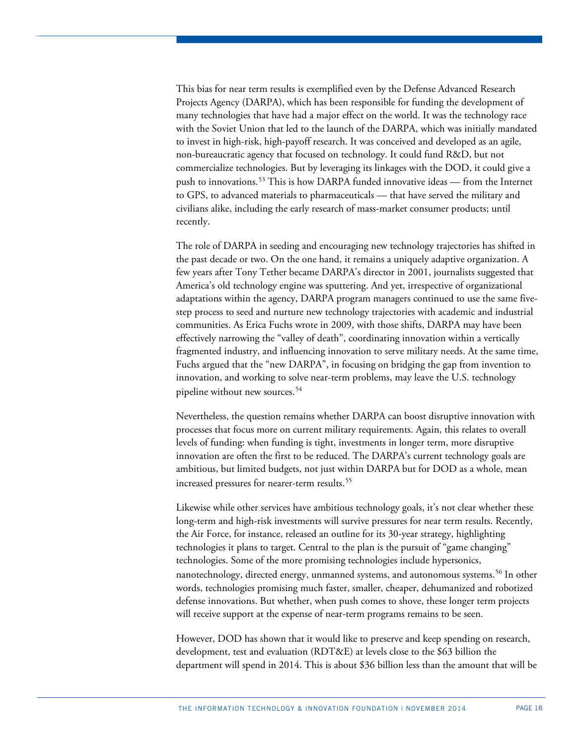This bias for near term results is exemplified even by the Defense Advanced Research Projects Agency (DARPA), which has been responsible for funding the development of many technologies that have had a major effect on the world. It was the technology race with the Soviet Union that led to the launch of the DARPA, which was initially mandated to invest in high-risk, high-payoff research. It was conceived and developed as an agile, non-bureaucratic agency that focused on technology. It could fund R&D, but not commercialize technologies. But by leveraging its linkages with the DOD, it could give a push to innovations.[53] This is how DARPA funded innovative ideas — from the Internet to GPS, to advanced materials to pharmaceuticals — that have served the military and civilians alike, including the early research of mass-market consumer products; until recently.

The role of DARPA in seeding and encouraging new technology trajectories has shifted in the past decade or two. On the one hand, it remains a uniquely adaptive organization. A few years after Tony Tether became DARPA's director in 2001, journalists suggested that America's old technology engine was sputtering. And yet, irrespective of organizational adaptations within the agency, DARPA program managers continued to use the same five-step process to seed and nurture new technology trajectories with academic and industrial communities. As Erica Fuchs wrote in 2009, with those shifts, DARPA may have been effectively narrowing the "valley of death", coordinating innovation within a vertically fragmented industry, and influencing innovation to serve military needs. At the same time, Fuchs argued that the "new DARPA", in focusing on bridging the gap from invention to innovation, and working to solve near-term problems, may leave the U.S. technology pipeline without new sources.[54]

Nevertheless, the question remains whether DARPA can boost disruptive innovation with processes that focus more on current military requirements. Again, this relates to overall levels of funding: when funding is tight, investments in longer term, more disruptive innovation are often the first to be reduced. The DARPA's current technology goals are ambitious, but limited budgets, not just within DARPA but for DOD as a whole, mean increased pressures for nearer-term results.[55]

Likewise while other services have ambitious technology goals, it's not clear whether these long-term and high-risk investments will survive pressures for near term results. Recently, the Air Force, for instance, released an outline for its 30-year strategy, highlighting technologies it plans to target. Central to the plan is the pursuit of "game changing" technologies. Some of the more promising technologies include hypersonics, nanotechnology, directed energy, unmanned systems, and autonomous systems.[56] In other words, technologies promising much faster, smaller, cheaper, dehumanized and robotized defense innovations. But whether, when push comes to shove, these longer term projects will receive support at the expense of near-term programs remains to be seen.

However, DOD has shown that it would like to preserve and keep spending on research, development, test and evaluation (RDT&E) at levels close to the $63 billion the department will spend in 2014. This is about $36 billion less than the amount that will be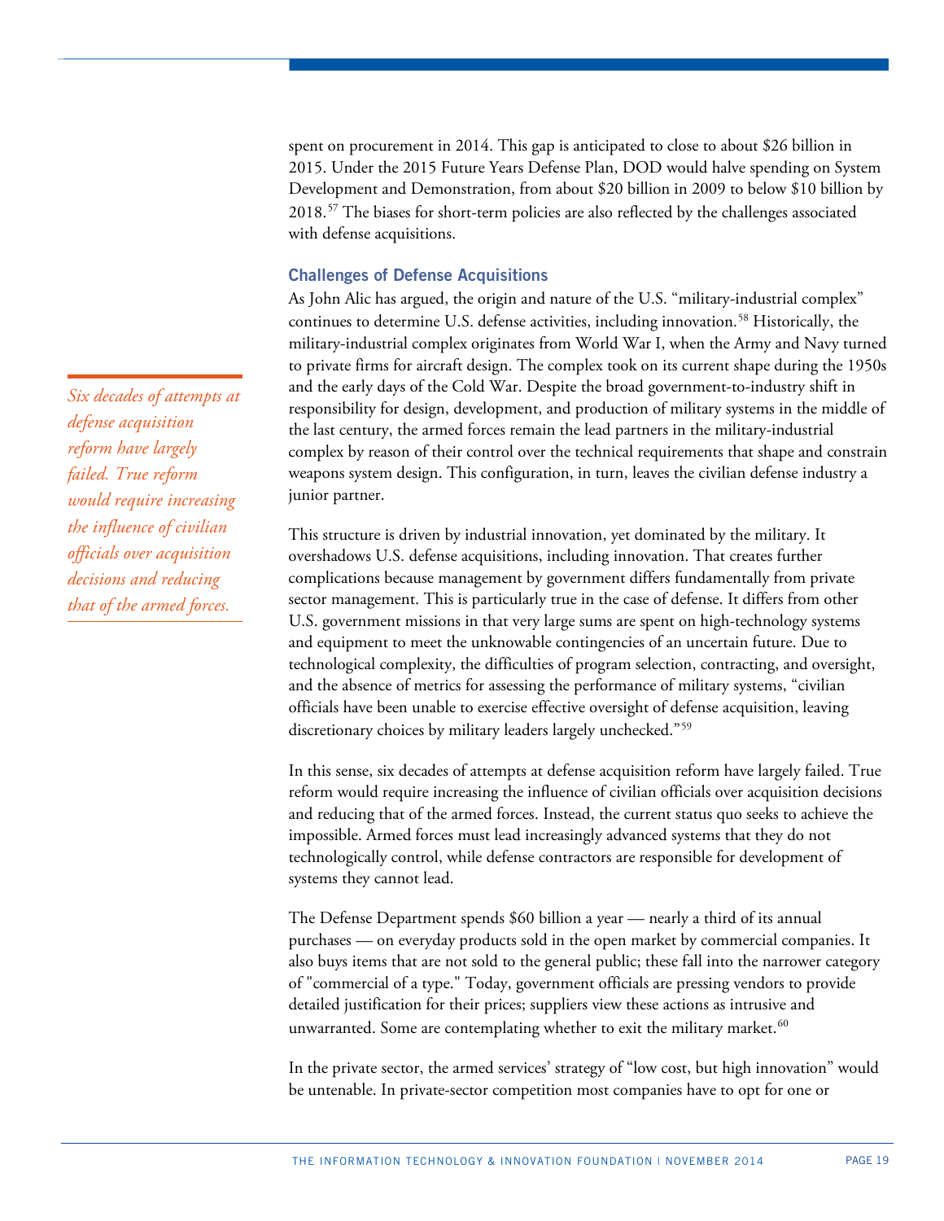spent on procurement in 2014. This gap is anticipated to close to about $26 billion in 2015. Under the 2015 Future Years Defense Plan, DOD would halve spending on System Development and Demonstration, from about $20 billion in 2009 to below $10 billion by 2018.[57] The biases for short-term policies are also reflected by the challenges associated with defense acquisitions.

### Challenges of Defense Acquisitions

As John Alic has argued, the origin and nature of the U.S. "military-industrial complex" continues to determine U.S. defense activities, including innovation.[58] Historically, the military-industrial complex originates from World War I, when the Army and Navy turned to private firms for aircraft design. The complex took on its current shape during the 1950s and the early days of the Cold War. Despite the broad government-to-industry shift in responsibility for design, development, and production of military systems in the middle of the last century, the armed forces remain the lead partners in the military-industrial complex by reason of their control over the technical requirements that shape and constrain weapons system design. This configuration, in turn, leaves the civilian defense industry a junior partner.

*Six decades of attempts at defense acquisition reform have largely failed. True reform would require increasing the influence of civilian officials over acquisition decisions and reducing that of the armed forces.*

This structure is driven by industrial innovation, yet dominated by the military. It overshadows U.S. defense acquisitions, including innovation. That creates further complications because management by government differs fundamentally from private sector management. This is particularly true in the case of defense. It differs from other U.S. government missions in that very large sums are spent on high-technology systems and equipment to meet the unknowable contingencies of an uncertain future. Due to technological complexity, the difficulties of program selection, contracting, and oversight, and the absence of metrics for assessing the performance of military systems, "civilian officials have been unable to exercise effective oversight of defense acquisition, leaving discretionary choices by military leaders largely unchecked."[59]

In this sense, six decades of attempts at defense acquisition reform have largely failed. True reform would require increasing the influence of civilian officials over acquisition decisions and reducing that of the armed forces. Instead, the current status quo seeks to achieve the impossible. Armed forces must lead increasingly advanced systems that they do not technologically control, while defense contractors are responsible for development of systems they cannot lead.

The Defense Department spends $60 billion a year — nearly a third of its annual purchases — on everyday products sold in the open market by commercial companies. It also buys items that are not sold to the general public; these fall into the narrower category of "commercial of a type." Today, government officials are pressing vendors to provide detailed justification for their prices; suppliers view these actions as intrusive and unwarranted. Some are contemplating whether to exit the military market.[60]

In the private sector, the armed services' strategy of "low cost, but high innovation" would be untenable. In private-sector competition most companies have to opt for one or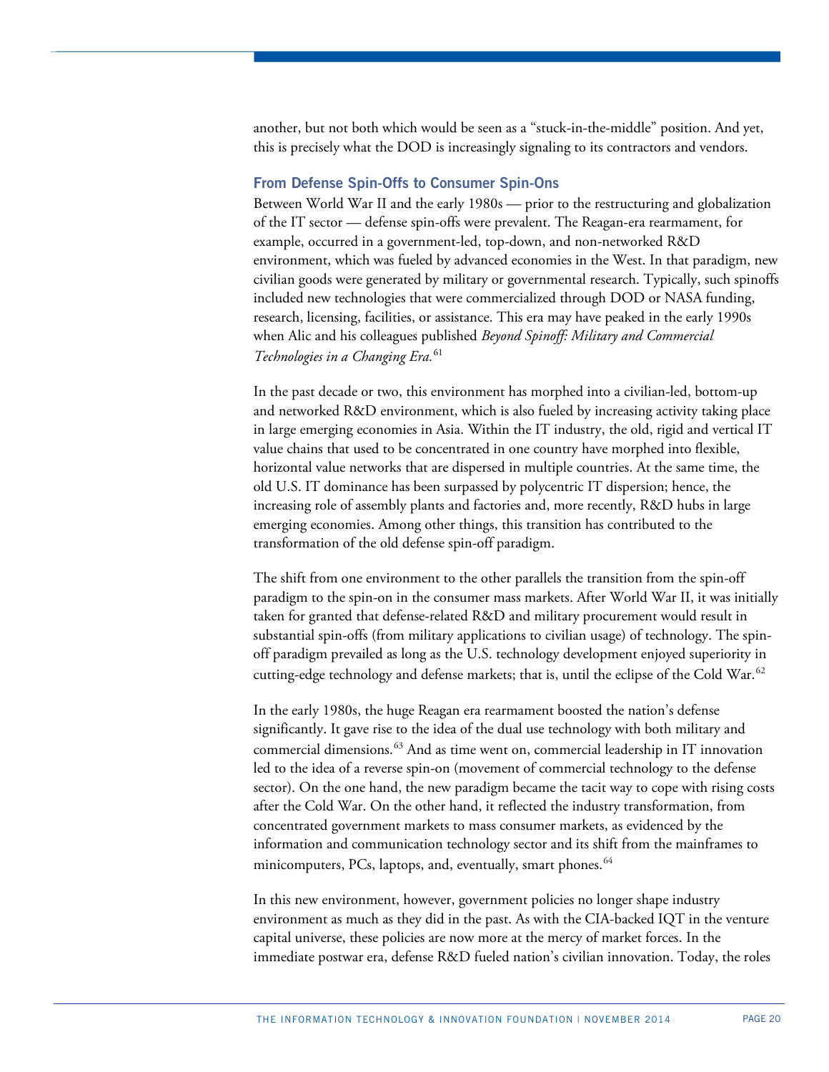another, but not both which would be seen as a "stuck-in-the-middle" position. And yet, this is precisely what the DOD is increasingly signaling to its contractors and vendors.

### From Defense Spin-Offs to Consumer Spin-Ons

Between World War II and the early 1980s — prior to the restructuring and globalization of the IT sector — defense spin-offs were prevalent. The Reagan-era rearmament, for example, occurred in a government-led, top-down, and non-networked R&D environment, which was fueled by advanced economies in the West. In that paradigm, new civilian goods were generated by military or governmental research. Typically, such spinoffs included new technologies that were commercialized through DOD or NASA funding, research, licensing, facilities, or assistance. This era may have peaked in the early 1990s when Alic and his colleagues published *Beyond Spinoff: Military and Commercial Technologies in a Changing Era.*[61]

In the past decade or two, this environment has morphed into a civilian-led, bottom-up and networked R&D environment, which is also fueled by increasing activity taking place in large emerging economies in Asia. Within the IT industry, the old, rigid and vertical IT value chains that used to be concentrated in one country have morphed into flexible, horizontal value networks that are dispersed in multiple countries. At the same time, the old U.S. IT dominance has been surpassed by polycentric IT dispersion; hence, the increasing role of assembly plants and factories and, more recently, R&D hubs in large emerging economies. Among other things, this transition has contributed to the transformation of the old defense spin-off paradigm.

The shift from one environment to the other parallels the transition from the spin-off paradigm to the spin-on in the consumer mass markets. After World War II, it was initially taken for granted that defense-related R&D and military procurement would result in substantial spin-offs (from military applications to civilian usage) of technology. The spin-off paradigm prevailed as long as the U.S. technology development enjoyed superiority in cutting-edge technology and defense markets; that is, until the eclipse of the Cold War.[62]

In the early 1980s, the huge Reagan era rearmament boosted the nation's defense significantly. It gave rise to the idea of the dual use technology with both military and commercial dimensions.[63] And as time went on, commercial leadership in IT innovation led to the idea of a reverse spin-on (movement of commercial technology to the defense sector). On the one hand, the new paradigm became the tacit way to cope with rising costs after the Cold War. On the other hand, it reflected the industry transformation, from concentrated government markets to mass consumer markets, as evidenced by the information and communication technology sector and its shift from the mainframes to minicomputers, PCs, laptops, and, eventually, smart phones.[64]

In this new environment, however, government policies no longer shape industry environment as much as they did in the past. As with the CIA-backed IQT in the venture capital universe, these policies are now more at the mercy of market forces. In the immediate postwar era, defense R&D fueled nation's civilian innovation. Today, the roles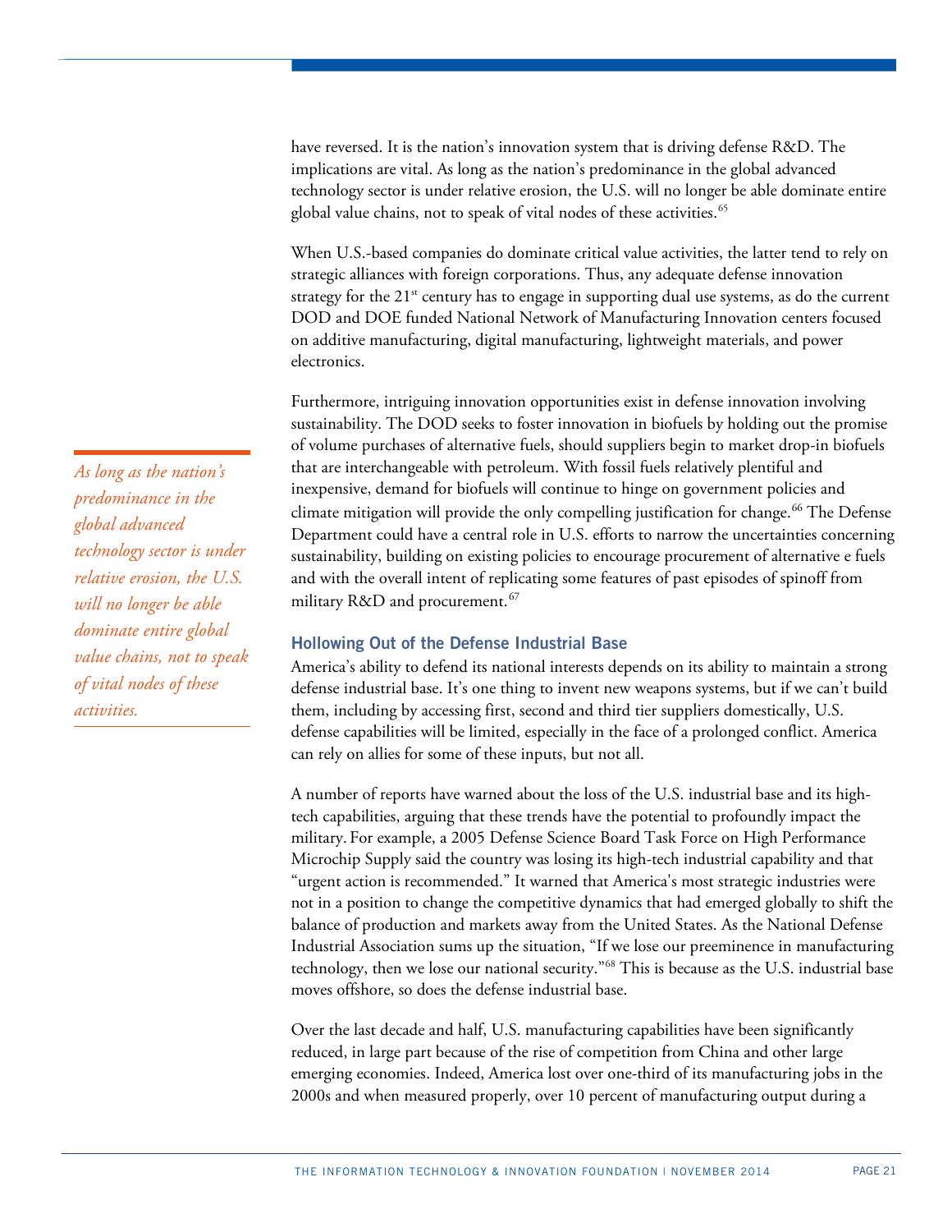have reversed. It is the nation's innovation system that is driving defense R&D. The implications are vital. As long as the nation's predominance in the global advanced technology sector is under relative erosion, the U.S. will no longer be able dominate entire global value chains, not to speak of vital nodes of these activities.[65]

When U.S.-based companies do dominate critical value activities, the latter tend to rely on strategic alliances with foreign corporations. Thus, any adequate defense innovation strategy for the 21st century has to engage in supporting dual use systems, as do the current DOD and DOE funded National Network of Manufacturing Innovation centers focused on additive manufacturing, digital manufacturing, lightweight materials, and power electronics.

Furthermore, intriguing innovation opportunities exist in defense innovation involving sustainability. The DOD seeks to foster innovation in biofuels by holding out the promise of volume purchases of alternative fuels, should suppliers begin to market drop-in biofuels that are interchangeable with petroleum. With fossil fuels relatively plentiful and inexpensive, demand for biofuels will continue to hinge on government policies and climate mitigation will provide the only compelling justification for change.[66] The Defense Department could have a central role in U.S. efforts to narrow the uncertainties concerning sustainability, building on existing policies to encourage procurement of alternative e fuels and with the overall intent of replicating some features of past episodes of spinoff from military R&D and procurement.[67]

*As long as the nation's predominance in the global advanced technology sector is under relative erosion, the U.S. will no longer be able dominate entire global value chains, not to speak of vital nodes of these activities.*

### Hollowing Out of the Defense Industrial Base

America's ability to defend its national interests depends on its ability to maintain a strong defense industrial base. It's one thing to invent new weapons systems, but if we can't build them, including by accessing first, second and third tier suppliers domestically, U.S. defense capabilities will be limited, especially in the face of a prolonged conflict. America can rely on allies for some of these inputs, but not all.

A number of reports have warned about the loss of the U.S. industrial base and its high-tech capabilities, arguing that these trends have the potential to profoundly impact the military. For example, a 2005 Defense Science Board Task Force on High Performance Microchip Supply said the country was losing its high-tech industrial capability and that "urgent action is recommended." It warned that America's most strategic industries were not in a position to change the competitive dynamics that had emerged globally to shift the balance of production and markets away from the United States. As the National Defense Industrial Association sums up the situation, "If we lose our preeminence in manufacturing technology, then we lose our national security."[68] This is because as the U.S. industrial base moves offshore, so does the defense industrial base.

Over the last decade and half, U.S. manufacturing capabilities have been significantly reduced, in large part because of the rise of competition from China and other large emerging economies. Indeed, America lost over one-third of its manufacturing jobs in the 2000s and when measured properly, over 10 percent of manufacturing output during a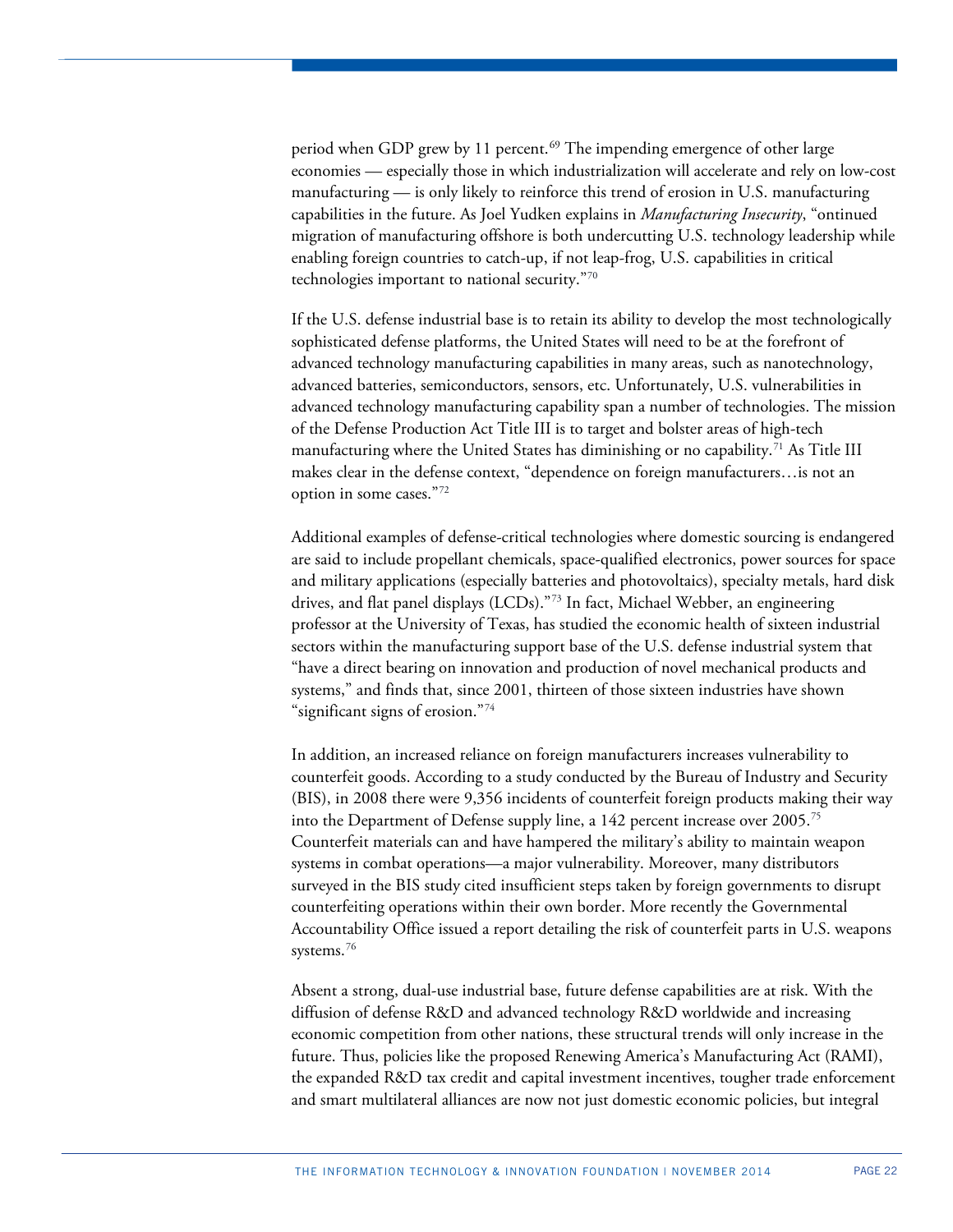period when GDP grew by 11 percent.[69] The impending emergence of other large economies — especially those in which industrialization will accelerate and rely on low-cost manufacturing — is only likely to reinforce this trend of erosion in U.S. manufacturing capabilities in the future. As Joel Yudken explains in *Manufacturing Insecurity*, "ontinued migration of manufacturing offshore is both undercutting U.S. technology leadership while enabling foreign countries to catch-up, if not leap-frog, U.S. capabilities in critical technologies important to national security."[70]

If the U.S. defense industrial base is to retain its ability to develop the most technologically sophisticated defense platforms, the United States will need to be at the forefront of advanced technology manufacturing capabilities in many areas, such as nanotechnology, advanced batteries, semiconductors, sensors, etc. Unfortunately, U.S. vulnerabilities in advanced technology manufacturing capability span a number of technologies. The mission of the Defense Production Act Title III is to target and bolster areas of high-tech manufacturing where the United States has diminishing or no capability.[71] As Title III makes clear in the defense context, "dependence on foreign manufacturers…is not an option in some cases."[72]

Additional examples of defense-critical technologies where domestic sourcing is endangered are said to include propellant chemicals, space-qualified electronics, power sources for space and military applications (especially batteries and photovoltaics), specialty metals, hard disk drives, and flat panel displays (LCDs)."[73] In fact, Michael Webber, an engineering professor at the University of Texas, has studied the economic health of sixteen industrial sectors within the manufacturing support base of the U.S. defense industrial system that "have a direct bearing on innovation and production of novel mechanical products and systems," and finds that, since 2001, thirteen of those sixteen industries have shown "significant signs of erosion."[74]

In addition, an increased reliance on foreign manufacturers increases vulnerability to counterfeit goods. According to a study conducted by the Bureau of Industry and Security (BIS), in 2008 there were 9,356 incidents of counterfeit foreign products making their way into the Department of Defense supply line, a 142 percent increase over 2005.[75] Counterfeit materials can and have hampered the military's ability to maintain weapon systems in combat operations—a major vulnerability. Moreover, many distributors surveyed in the BIS study cited insufficient steps taken by foreign governments to disrupt counterfeiting operations within their own border. More recently the Governmental Accountability Office issued a report detailing the risk of counterfeit parts in U.S. weapons systems.[76]

Absent a strong, dual-use industrial base, future defense capabilities are at risk. With the diffusion of defense R&D and advanced technology R&D worldwide and increasing economic competition from other nations, these structural trends will only increase in the future. Thus, policies like the proposed Renewing America's Manufacturing Act (RAMI), the expanded R&D tax credit and capital investment incentives, tougher trade enforcement and smart multilateral alliances are now not just domestic economic policies, but integral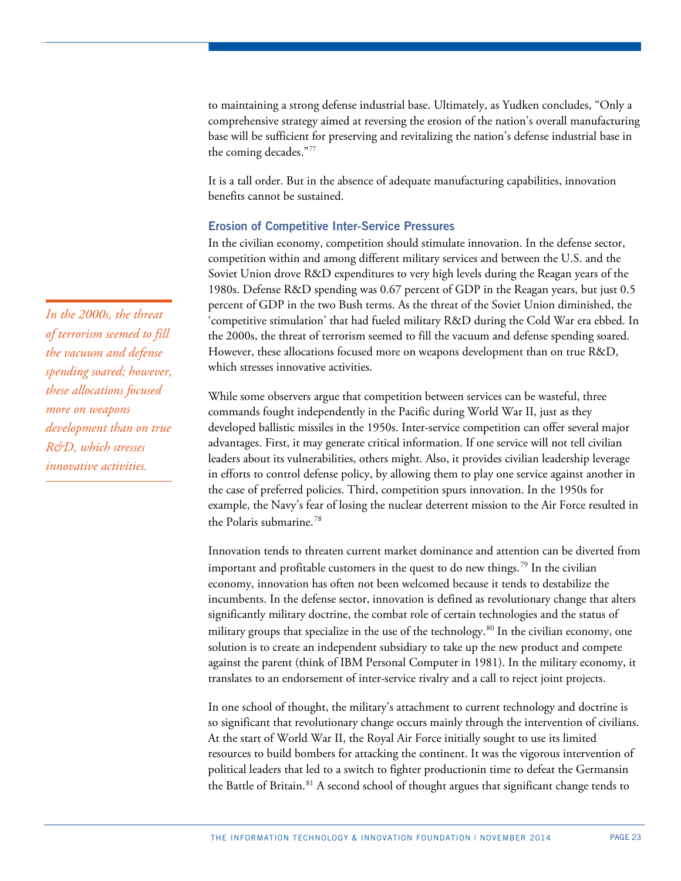to maintaining a strong defense industrial base. Ultimately, as Yudken concludes, "Only a comprehensive strategy aimed at reversing the erosion of the nation's overall manufacturing base will be sufficient for preserving and revitalizing the nation's defense industrial base in the coming decades."[77]

It is a tall order. But in the absence of adequate manufacturing capabilities, innovation benefits cannot be sustained.

### Erosion of Competitive Inter-Service Pressures

In the civilian economy, competition should stimulate innovation. In the defense sector, competition within and among different military services and between the U.S. and the Soviet Union drove R&D expenditures to very high levels during the Reagan years of the 1980s. Defense R&D spending was 0.67 percent of GDP in the Reagan years, but just 0.5 percent of GDP in the two Bush terms. As the threat of the Soviet Union diminished, the 'competitive stimulation' that had fueled military R&D during the Cold War era ebbed. In the 2000s, the threat of terrorism seemed to fill the vacuum and defense spending soared. However, these allocations focused more on weapons development than on true R&D, which stresses innovative activities.

*In the 2000s, the threat of terrorism seemed to fill the vacuum and defense spending soared; however, these allocations focused more on weapons development than on true R&D, which stresses innovative activities.*

While some observers argue that competition between services can be wasteful, three commands fought independently in the Pacific during World War II, just as they developed ballistic missiles in the 1950s. Inter-service competition can offer several major advantages. First, it may generate critical information. If one service will not tell civilian leaders about its vulnerabilities, others might. Also, it provides civilian leadership leverage in efforts to control defense policy, by allowing them to play one service against another in the case of preferred policies. Third, competition spurs innovation. In the 1950s for example, the Navy's fear of losing the nuclear deterrent mission to the Air Force resulted in the Polaris submarine.[78]

Innovation tends to threaten current market dominance and attention can be diverted from important and profitable customers in the quest to do new things.[79] In the civilian economy, innovation has often not been welcomed because it tends to destabilize the incumbents. In the defense sector, innovation is defined as revolutionary change that alters significantly military doctrine, the combat role of certain technologies and the status of military groups that specialize in the use of the technology.[80] In the civilian economy, one solution is to create an independent subsidiary to take up the new product and compete against the parent (think of IBM Personal Computer in 1981). In the military economy, it translates to an endorsement of inter-service rivalry and a call to reject joint projects.

In one school of thought, the military's attachment to current technology and doctrine is so significant that revolutionary change occurs mainly through the intervention of civilians. At the start of World War II, the Royal Air Force initially sought to use its limited resources to build bombers for attacking the continent. It was the vigorous intervention of political leaders that led to a switch to fighter productionin time to defeat the Germansin the Battle of Britain.[81] A second school of thought argues that significant change tends to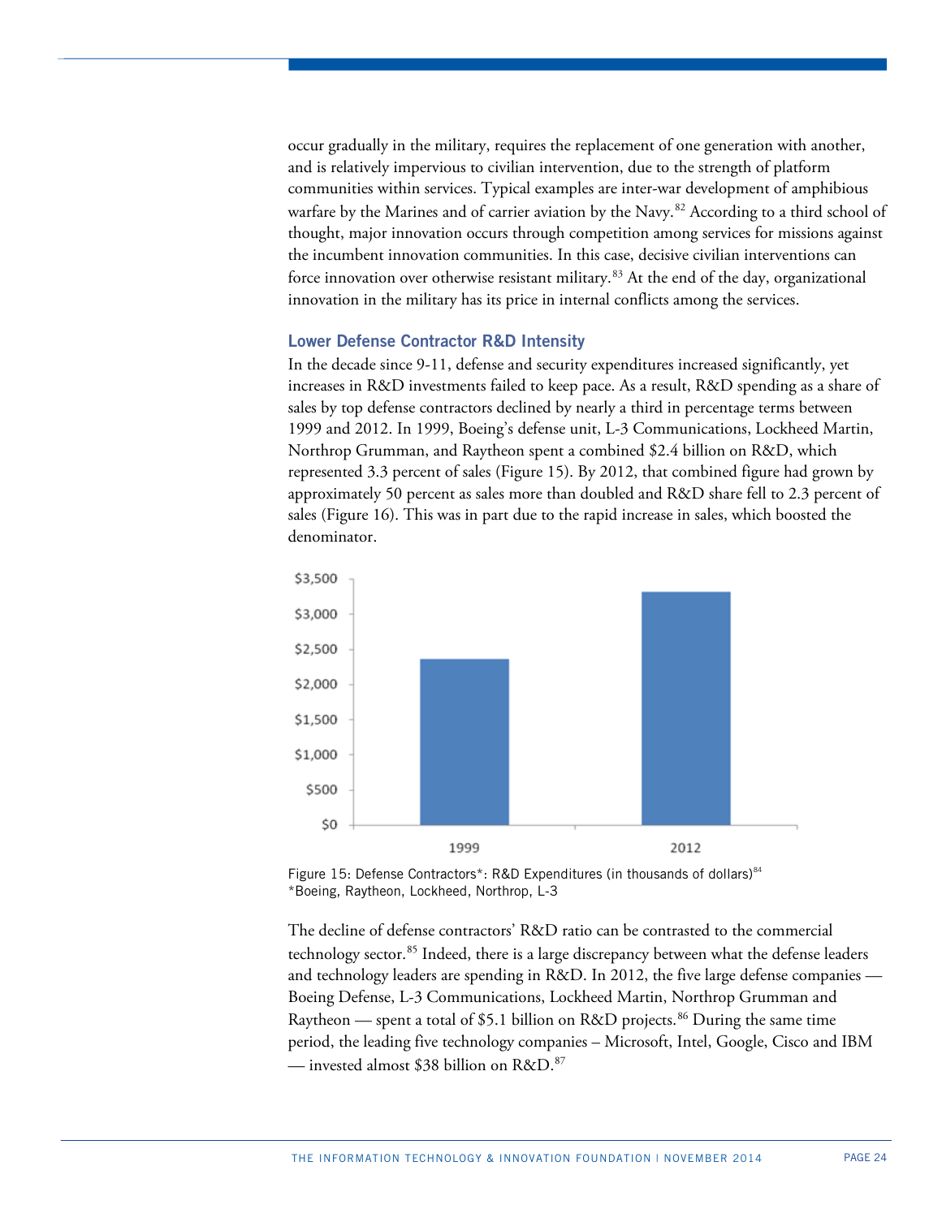occur gradually in the military, requires the replacement of one generation with another, and is relatively impervious to civilian intervention, due to the strength of platform communities within services. Typical examples are inter-war development of amphibious warfare by the Marines and of carrier aviation by the Navy.[82] According to a third school of thought, major innovation occurs through competition among services for missions against the incumbent innovation communities. In this case, decisive civilian interventions can force innovation over otherwise resistant military.[83] At the end of the day, organizational innovation in the military has its price in internal conflicts among the services.

### Lower Defense Contractor R&D Intensity

In the decade since 9-11, defense and security expenditures increased significantly, yet increases in R&D investments failed to keep pace. As a result, R&D spending as a share of sales by top defense contractors declined by nearly a third in percentage terms between 1999 and 2012. In 1999, Boeing's defense unit, L-3 Communications, Lockheed Martin, Northrop Grumman, and Raytheon spent a combined $2.4 billion on R&D, which represented 3.3 percent of sales (Figure 15). By 2012, that combined figure had grown by approximately 50 percent as sales more than doubled and R&D share fell to 2.3 percent of sales (Figure 16). This was in part due to the rapid increase in sales, which boosted the denominator.

$3,500
$3,000
$2,500
$2,000
$1,500
$1,000
$500
$0
1999
2012

Figure 15: Defense Contractors*: R&D Expenditures (in thousands of dollars)[84]
*Boeing, Raytheon, Lockheed, Northrop, L-3

The decline of defense contractors' R&D ratio can be contrasted to the commercial technology sector.[85] Indeed, there is a large discrepancy between what the defense leaders and technology leaders are spending in R&D. In 2012, the five large defense companies — Boeing Defense, L-3 Communications, Lockheed Martin, Northrop Grumman and Raytheon — spent a total of $5.1 billion on R&D projects.[86] During the same time period, the leading five technology companies – Microsoft, Intel, Google, Cisco and IBM — invested almost $38 billion on R&D.[87]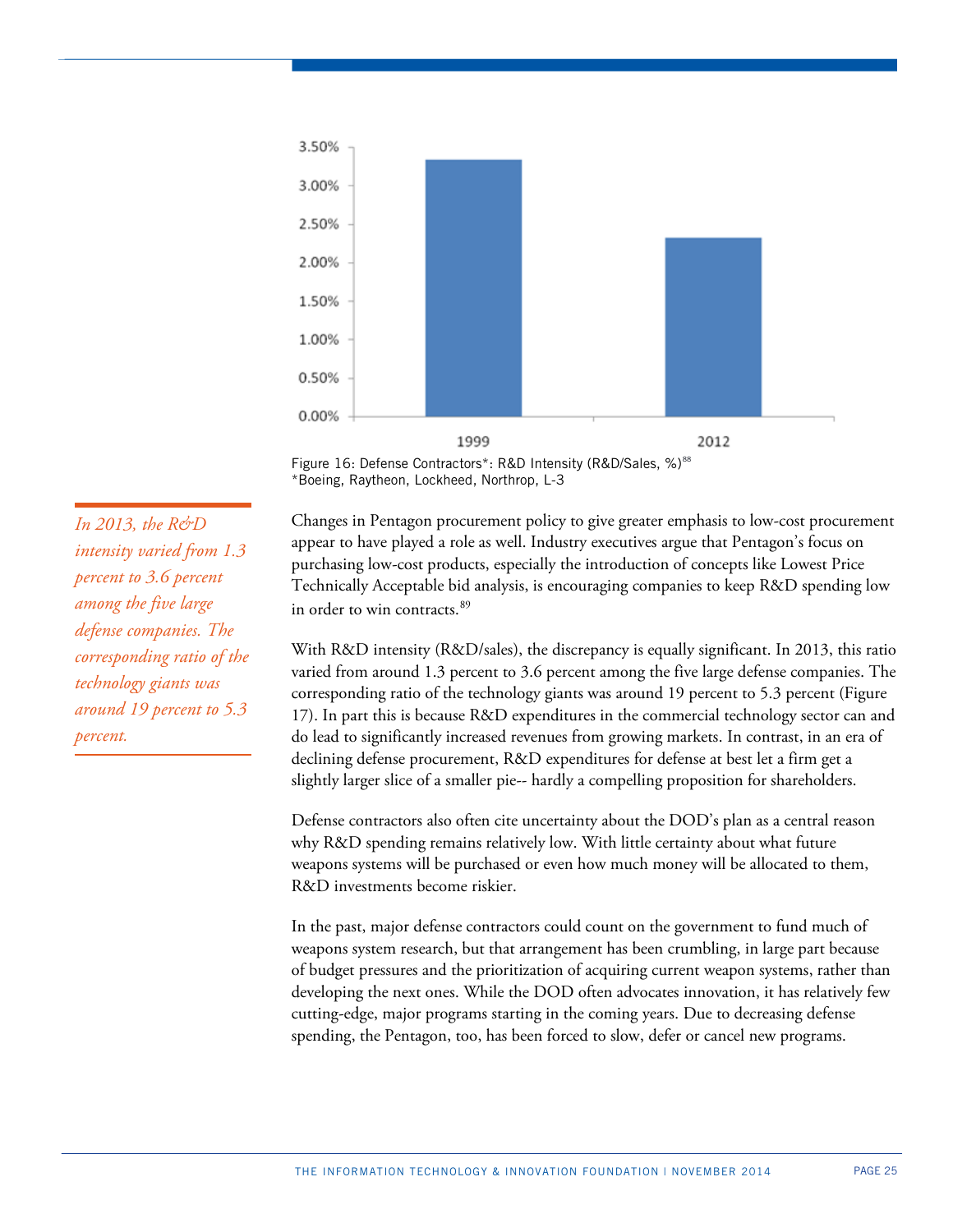3.50%
3.00%
2.50%
2.00%
1.50%
1.00%
0.50%
0.00%

1999
2012

Figure 16: Defense Contractors*: R&D Intensity (R&D/Sales, %)[88]
*Boeing, Raytheon, Lockheed, Northrop, L-3

*In 2013, the R&D intensity varied from 1.3 percent to 3.6 percent among the five large defense companies. The corresponding ratio of the technology giants was around 19 percent to 5.3 percent.*

Changes in Pentagon procurement policy to give greater emphasis to low-cost procurement appear to have played a role as well. Industry executives argue that Pentagon's focus on purchasing low-cost products, especially the introduction of concepts like Lowest Price Technically Acceptable bid analysis, is encouraging companies to keep R&D spending low in order to win contracts.[89]

With R&D intensity (R&D/sales), the discrepancy is equally significant. In 2013, this ratio varied from around 1.3 percent to 3.6 percent among the five large defense companies. The corresponding ratio of the technology giants was around 19 percent to 5.3 percent (Figure 17). In part this is because R&D expenditures in the commercial technology sector can and do lead to significantly increased revenues from growing markets. In contrast, in an era of declining defense procurement, R&D expenditures for defense at best let a firm get a slightly larger slice of a smaller pie-- hardly a compelling proposition for shareholders.

Defense contractors also often cite uncertainty about the DOD's plan as a central reason why R&D spending remains relatively low. With little certainty about what future weapons systems will be purchased or even how much money will be allocated to them, R&D investments become riskier.

In the past, major defense contractors could count on the government to fund much of weapons system research, but that arrangement has been crumbling, in large part because of budget pressures and the prioritization of acquiring current weapon systems, rather than developing the next ones. While the DOD often advocates innovation, it has relatively few cutting-edge, major programs starting in the coming years. Due to decreasing defense spending, the Pentagon, too, has been forced to slow, defer or cancel new programs.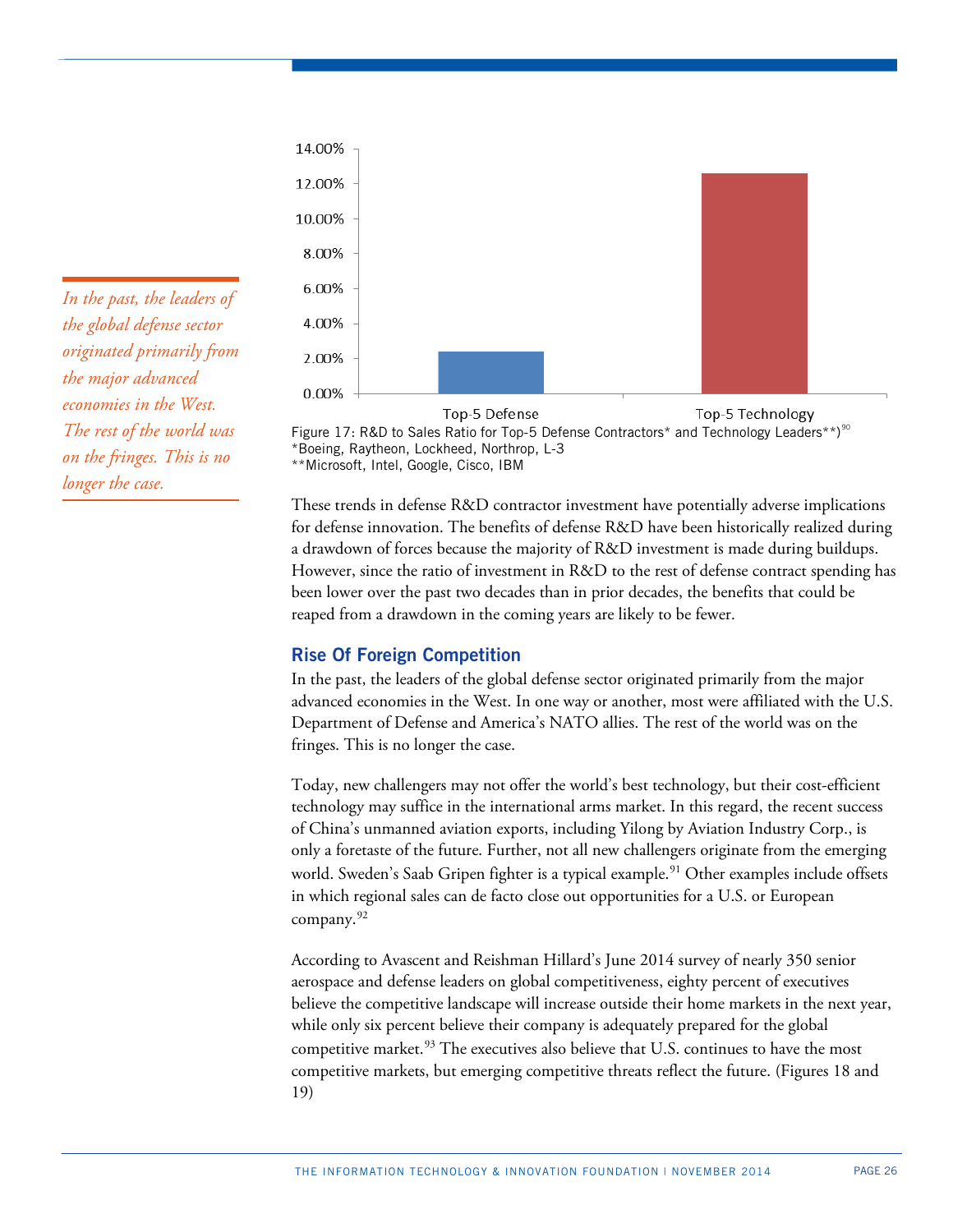14.00%
12.00%
10.00%
8.00%
6.00%
4.00%
2.00%
0.00%

Top-5 Defense
Top-5 Technology

Figure 17: R&D to Sales Ratio for Top-5 Defense Contractors* and Technology Leaders**)[90]
*Boeing, Raytheon, Lockheed, Northrop, L-3
**Microsoft, Intel, Google, Cisco, IBM

*In the past, the leaders of the global defense sector originated primarily from the major advanced economies in the West. The rest of the world was on the fringes. This is no longer the case.*

These trends in defense R&D contractor investment have potentially adverse implications for defense innovation. The benefits of defense R&D have been historically realized during a drawdown of forces because the majority of R&D investment is made during buildups. However, since the ratio of investment in R&D to the rest of defense contract spending has been lower over the past two decades than in prior decades, the benefits that could be reaped from a drawdown in the coming years are likely to be fewer.

## Rise Of Foreign Competition

In the past, the leaders of the global defense sector originated primarily from the major advanced economies in the West. In one way or another, most were affiliated with the U.S. Department of Defense and America's NATO allies. The rest of the world was on the fringes. This is no longer the case.

Today, new challengers may not offer the world's best technology, but their cost-efficient technology may suffice in the international arms market. In this regard, the recent success of China's unmanned aviation exports, including Yilong by Aviation Industry Corp., is only a foretaste of the future. Further, not all new challengers originate from the emerging world. Sweden's Saab Gripen fighter is a typical example.[91] Other examples include offsets in which regional sales can de facto close out opportunities for a U.S. or European company.[92]

According to Avascent and Reishman Hillard's June 2014 survey of nearly 350 senior aerospace and defense leaders on global competitiveness, eighty percent of executives believe the competitive landscape will increase outside their home markets in the next year, while only six percent believe their company is adequately prepared for the global competitive market.[93] The executives also believe that U.S. continues to have the most competitive markets, but emerging competitive threats reflect the future. (Figures 18 and 19)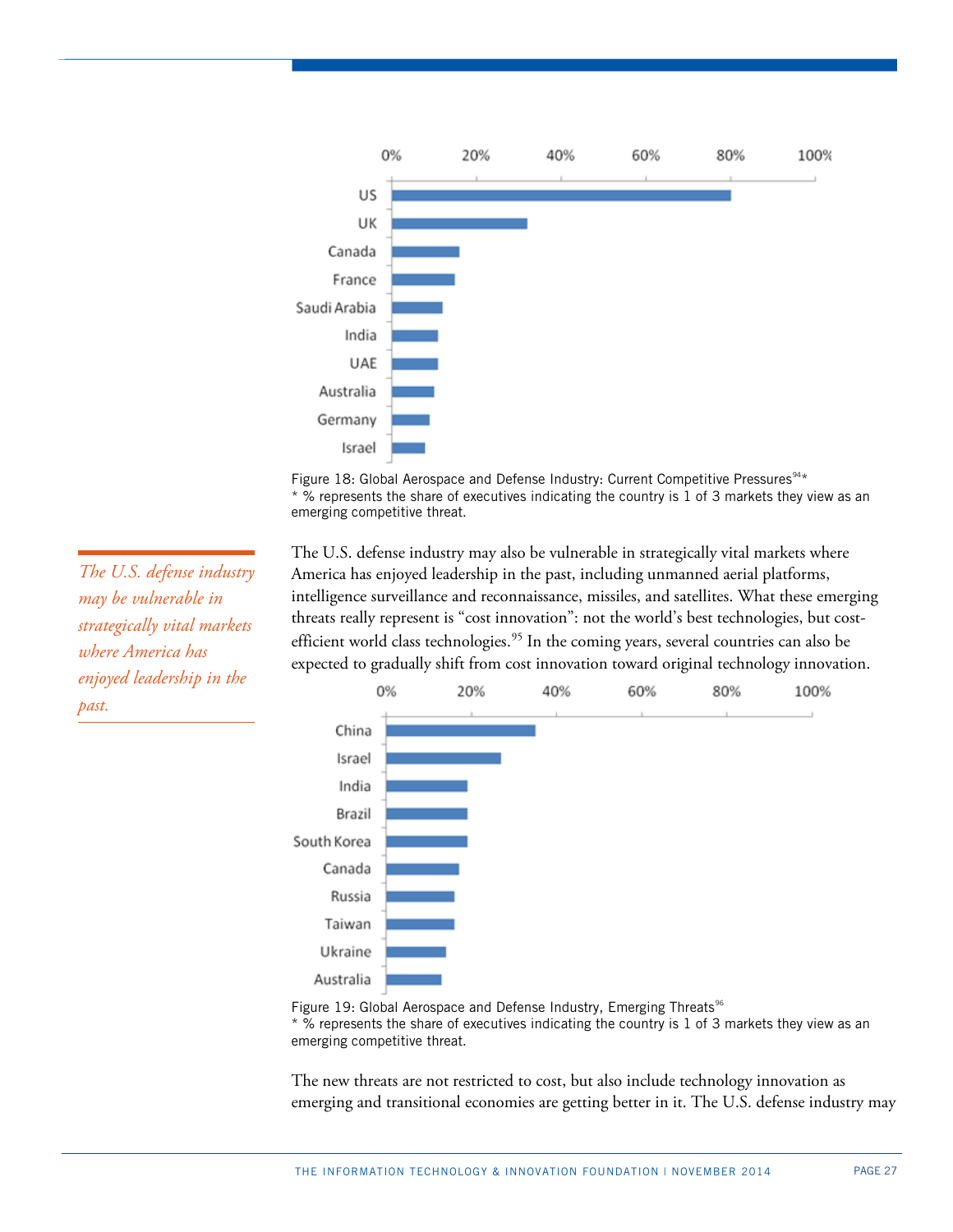0%
20%
40%
60%
80%
100%

US
UK
Canada
France
Saudi Arabia
India
UAE
Australia
Germany
Israel

Figure 18: Global Aerospace and Defense Industry: Current Competitive Pressures[94]*
* % represents the share of executives indicating the country is 1 of 3 markets they view as an emerging competitive threat.

*The U.S. defense industry may be vulnerable in strategically vital markets where America has enjoyed leadership in the past.*

The U.S. defense industry may also be vulnerable in strategically vital markets where America has enjoyed leadership in the past, including unmanned aerial platforms, intelligence surveillance and reconnaissance, missiles, and satellites. What these emerging threats really represent is "cost innovation": not the world's best technologies, but cost-efficient world class technologies.[95] In the coming years, several countries can also be expected to gradually shift from cost innovation toward original technology innovation.

0%
20%
40%
60%
80%
100%

China
Israel
India
Brazil
South Korea
Canada
Russia
Taiwan
Ukraine
Australia

Figure 19: Global Aerospace and Defense Industry, Emerging Threats[96]
* % represents the share of executives indicating the country is 1 of 3 markets they view as an emerging competitive threat.

The new threats are not restricted to cost, but also include technology innovation as emerging and transitional economies are getting better in it. The U.S. defense industry may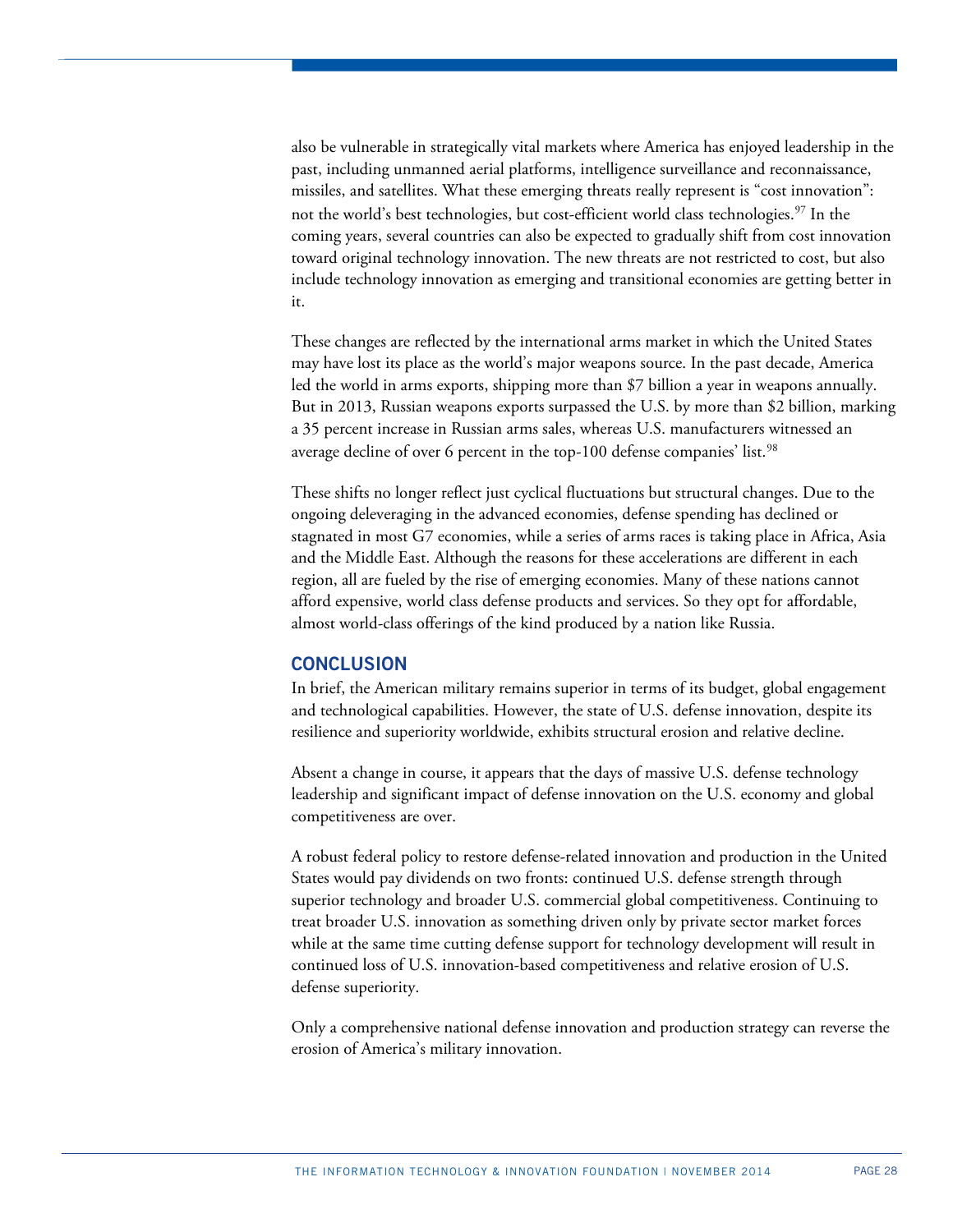also be vulnerable in strategically vital markets where America has enjoyed leadership in the past, including unmanned aerial platforms, intelligence surveillance and reconnaissance, missiles, and satellites. What these emerging threats really represent is "cost innovation": not the world's best technologies, but cost-efficient world class technologies.[97] In the coming years, several countries can also be expected to gradually shift from cost innovation toward original technology innovation. The new threats are not restricted to cost, but also include technology innovation as emerging and transitional economies are getting better in it.

These changes are reflected by the international arms market in which the United States may have lost its place as the world's major weapons source. In the past decade, America led the world in arms exports, shipping more than $7 billion a year in weapons annually. But in 2013, Russian weapons exports surpassed the U.S. by more than $2 billion, marking a 35 percent increase in Russian arms sales, whereas U.S. manufacturers witnessed an average decline of over 6 percent in the top-100 defense companies' list.[98]

These shifts no longer reflect just cyclical fluctuations but structural changes. Due to the ongoing deleveraging in the advanced economies, defense spending has declined or stagnated in most G7 economies, while a series of arms races is taking place in Africa, Asia and the Middle East. Although the reasons for these accelerations are different in each region, all are fueled by the rise of emerging economies. Many of these nations cannot afford expensive, world class defense products and services. So they opt for affordable, almost world-class offerings of the kind produced by a nation like Russia.

## CONCLUSION

In brief, the American military remains superior in terms of its budget, global engagement and technological capabilities. However, the state of U.S. defense innovation, despite its resilience and superiority worldwide, exhibits structural erosion and relative decline.

Absent a change in course, it appears that the days of massive U.S. defense technology leadership and significant impact of defense innovation on the U.S. economy and global competitiveness are over.

A robust federal policy to restore defense-related innovation and production in the United States would pay dividends on two fronts: continued U.S. defense strength through superior technology and broader U.S. commercial global competitiveness. Continuing to treat broader U.S. innovation as something driven only by private sector market forces while at the same time cutting defense support for technology development will result in continued loss of U.S. innovation-based competitiveness and relative erosion of U.S. defense superiority.

Only a comprehensive national defense innovation and production strategy can reverse the erosion of America's military innovation.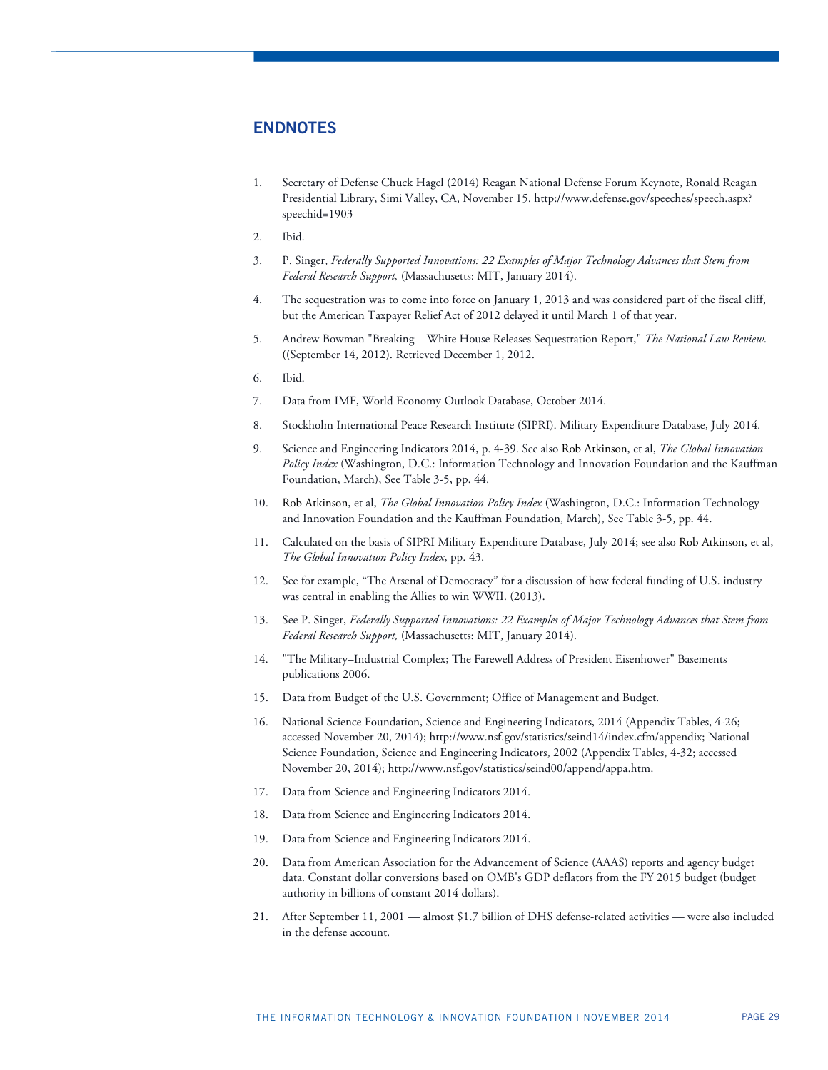## ENDNOTES

1. Secretary of Defense Chuck Hagel (2014) Reagan National Defense Forum Keynote, Ronald Reagan Presidential Library, Simi Valley, CA, November 15. http://www.defense.gov/speeches/speech.aspx?speechid=1903
2. Ibid.
3. P. Singer, *Federally Supported Innovations: 22 Examples of Major Technology Advances that Stem from Federal Research Support,* (Massachusetts: MIT, January 2014).
4. The sequestration was to come into force on January 1, 2013 and was considered part of the fiscal cliff, but the American Taxpayer Relief Act of 2012 delayed it until March 1 of that year.
5. Andrew Bowman "Breaking – White House Releases Sequestration Report," *The National Law Review*. ((September 14, 2012). Retrieved December 1, 2012.
6. Ibid.
7. Data from IMF, World Economy Outlook Database, October 2014.
8. Stockholm International Peace Research Institute (SIPRI). Military Expenditure Database, July 2014.
9. Science and Engineering Indicators 2014, p. 4-39. See also Rob Atkinson, et al, *The Global Innovation Policy Index* (Washington, D.C.: Information Technology and Innovation Foundation and the Kauffman Foundation, March), See Table 3-5, pp. 44.
10. Rob Atkinson, et al, *The Global Innovation Policy Index* (Washington, D.C.: Information Technology and Innovation Foundation and the Kauffman Foundation, March), See Table 3-5, pp. 44.
11. Calculated on the basis of SIPRI Military Expenditure Database, July 2014; see also Rob Atkinson, et al, *The Global Innovation Policy Index*, pp. 43.
12. See for example, "The Arsenal of Democracy" for a discussion of how federal funding of U.S. industry was central in enabling the Allies to win WWII. (2013).
13. See P. Singer, *Federally Supported Innovations: 22 Examples of Major Technology Advances that Stem from Federal Research Support,* (Massachusetts: MIT, January 2014).
14. "The Military–Industrial Complex; The Farewell Address of President Eisenhower" Basements publications 2006.
15. Data from Budget of the U.S. Government; Office of Management and Budget.
16. National Science Foundation, Science and Engineering Indicators, 2014 (Appendix Tables, 4-26; accessed November 20, 2014); http://www.nsf.gov/statistics/seind14/index.cfm/appendix; National Science Foundation, Science and Engineering Indicators, 2002 (Appendix Tables, 4-32; accessed November 20, 2014); http://www.nsf.gov/statistics/seind00/append/appa.htm.
17. Data from Science and Engineering Indicators 2014.
18. Data from Science and Engineering Indicators 2014.
19. Data from Science and Engineering Indicators 2014.
20. Data from American Association for the Advancement of Science (AAAS) reports and agency budget data. Constant dollar conversions based on OMB's GDP deflators from the FY 2015 budget (budget authority in billions of constant 2014 dollars).
21. After September 11, 2001 — almost $1.7 billion of DHS defense-related activities — were also included in the defense account.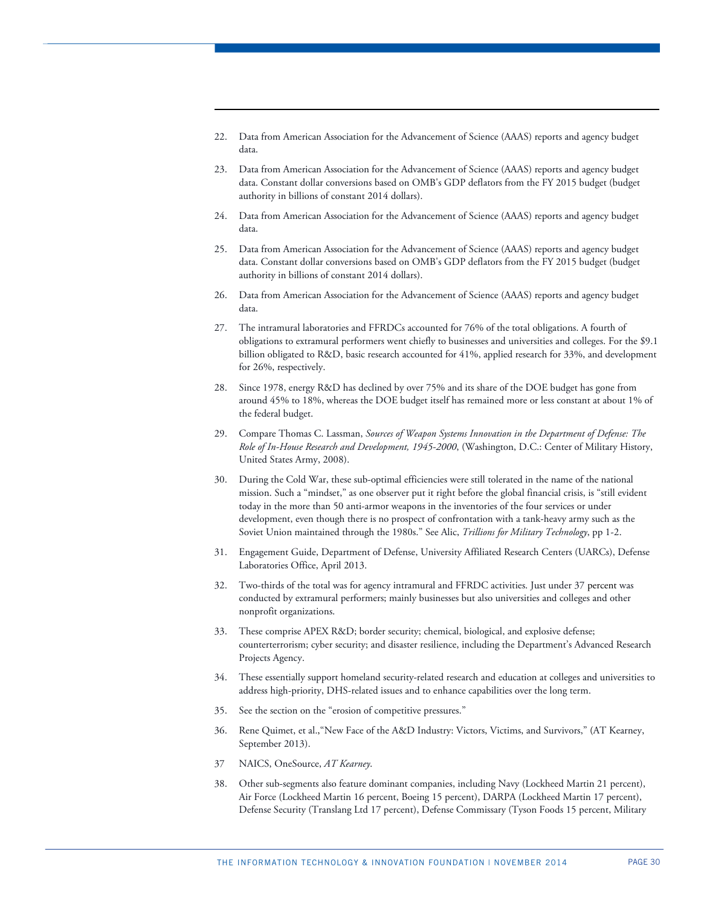22. Data from American Association for the Advancement of Science (AAAS) reports and agency budget data.

23. Data from American Association for the Advancement of Science (AAAS) reports and agency budget data. Constant dollar conversions based on OMB's GDP deflators from the FY 2015 budget (budget authority in billions of constant 2014 dollars).

24. Data from American Association for the Advancement of Science (AAAS) reports and agency budget data.

25. Data from American Association for the Advancement of Science (AAAS) reports and agency budget data. Constant dollar conversions based on OMB's GDP deflators from the FY 2015 budget (budget authority in billions of constant 2014 dollars).

26. Data from American Association for the Advancement of Science (AAAS) reports and agency budget data.

27. The intramural laboratories and FFRDCs accounted for 76% of the total obligations. A fourth of obligations to extramural performers went chiefly to businesses and universities and colleges. For the $9.1 billion obligated to R&D, basic research accounted for 41%, applied research for 33%, and development for 26%, respectively.

28. Since 1978, energy R&D has declined by over 75% and its share of the DOE budget has gone from around 45% to 18%, whereas the DOE budget itself has remained more or less constant at about 1% of the federal budget.

29. Compare Thomas C. Lassman, *Sources of Weapon Systems Innovation in the Department of Defense: The Role of In-House Research and Development, 1945-2000*, (Washington, D.C.: Center of Military History, United States Army, 2008).

30. During the Cold War, these sub-optimal efficiencies were still tolerated in the name of the national mission. Such a "mindset," as one observer put it right before the global financial crisis, is "still evident today in the more than 50 anti-armor weapons in the inventories of the four services or under development, even though there is no prospect of confrontation with a tank-heavy army such as the Soviet Union maintained through the 1980s." See Alic, *Trillions for Military Technology*, pp 1-2.

31. Engagement Guide, Department of Defense, University Affiliated Research Centers (UARCs), Defense Laboratories Office, April 2013.

32. Two-thirds of the total was for agency intramural and FFRDC activities. Just under 37 percent was conducted by extramural performers; mainly businesses but also universities and colleges and other nonprofit organizations.

33. These comprise APEX R&D; border security; chemical, biological, and explosive defense; counterterrorism; cyber security; and disaster resilience, including the Department's Advanced Research Projects Agency.

34. These essentially support homeland security-related research and education at colleges and universities to address high-priority, DHS-related issues and to enhance capabilities over the long term.

35. See the section on the "erosion of competitive pressures."

36. Rene Quimet, et al.,"New Face of the A&D Industry: Victors, Victims, and Survivors," (AT Kearney, September 2013).

37 NAICS, OneSource, *AT Kearney*.

38. Other sub-segments also feature dominant companies, including Navy (Lockheed Martin 21 percent), Air Force (Lockheed Martin 16 percent, Boeing 15 percent), DARPA (Lockheed Martin 17 percent), Defense Security (Translang Ltd 17 percent), Defense Commissary (Tyson Foods 15 percent, Military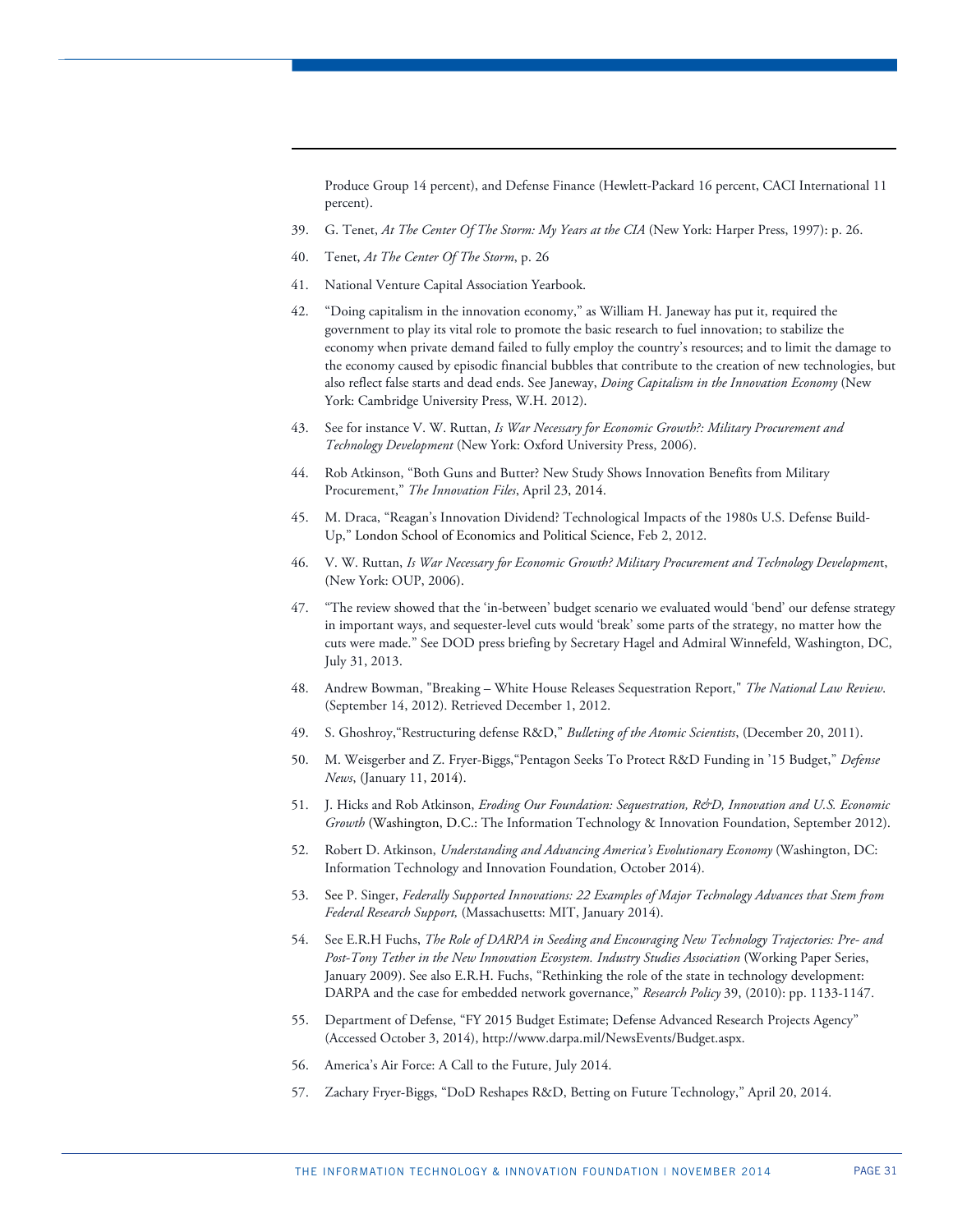Produce Group 14 percent), and Defense Finance (Hewlett-Packard 16 percent, CACI International 11 percent).

39. G. Tenet, *At The Center Of The Storm: My Years at the CIA* (New York: Harper Press, 1997): p. 26.

40. Tenet, *At The Center Of The Storm*, p. 26

41. National Venture Capital Association Yearbook.

42. "Doing capitalism in the innovation economy," as William H. Janeway has put it, required the government to play its vital role to promote the basic research to fuel innovation; to stabilize the economy when private demand failed to fully employ the country's resources; and to limit the damage to the economy caused by episodic financial bubbles that contribute to the creation of new technologies, but also reflect false starts and dead ends. See Janeway, *Doing Capitalism in the Innovation Economy* (New York: Cambridge University Press, W.H. 2012).

43. See for instance V. W. Ruttan, *Is War Necessary for Economic Growth?: Military Procurement and Technology Development* (New York: Oxford University Press, 2006).

44. Rob Atkinson, "Both Guns and Butter? New Study Shows Innovation Benefits from Military Procurement," *The Innovation Files*, April 23, 2014.

45. M. Draca, "Reagan's Innovation Dividend? Technological Impacts of the 1980s U.S. Defense Build-Up," London School of Economics and Political Science, Feb 2, 2012.

46. V. W. Ruttan, *Is War Necessary for Economic Growth? Military Procurement and Technology Developmen*t, (New York: OUP, 2006).

47. "The review showed that the 'in-between' budget scenario we evaluated would 'bend' our defense strategy in important ways, and sequester-level cuts would 'break' some parts of the strategy, no matter how the cuts were made." See DOD press briefing by Secretary Hagel and Admiral Winnefeld, Washington, DC, July 31, 2013.

48. Andrew Bowman, "Breaking – White House Releases Sequestration Report," *The National Law Review*. (September 14, 2012). Retrieved December 1, 2012.

49. S. Ghoshroy,"Restructuring defense R&D," *Bulleting of the Atomic Scientists*, (December 20, 2011).

50. M. Weisgerber and Z. Fryer-Biggs,"Pentagon Seeks To Protect R&D Funding in '15 Budget," *Defense News*, (January 11, 2014).

51. J. Hicks and Rob Atkinson, *Eroding Our Foundation: Sequestration, R&D, Innovation and U.S. Economic Growth* (Washington, D.C.: The Information Technology & Innovation Foundation, September 2012).

52. Robert D. Atkinson, *Understanding and Advancing America's Evolutionary Economy* (Washington, DC: Information Technology and Innovation Foundation, October 2014).

53. See P. Singer, *Federally Supported Innovations: 22 Examples of Major Technology Advances that Stem from Federal Research Support,* (Massachusetts: MIT, January 2014).

54. See E.R.H Fuchs, *The Role of DARPA in Seeding and Encouraging New Technology Trajectories: Pre- and Post-Tony Tether in the New Innovation Ecosystem. Industry Studies Association* (Working Paper Series, January 2009). See also E.R.H. Fuchs, "Rethinking the role of the state in technology development: DARPA and the case for embedded network governance," *Research Policy* 39, (2010): pp. 1133-1147.

55. Department of Defense, "FY 2015 Budget Estimate; Defense Advanced Research Projects Agency" (Accessed October 3, 2014), http://www.darpa.mil/NewsEvents/Budget.aspx.

56. America's Air Force: A Call to the Future, July 2014.

57. Zachary Fryer-Biggs, "DoD Reshapes R&D, Betting on Future Technology," April 20, 2014.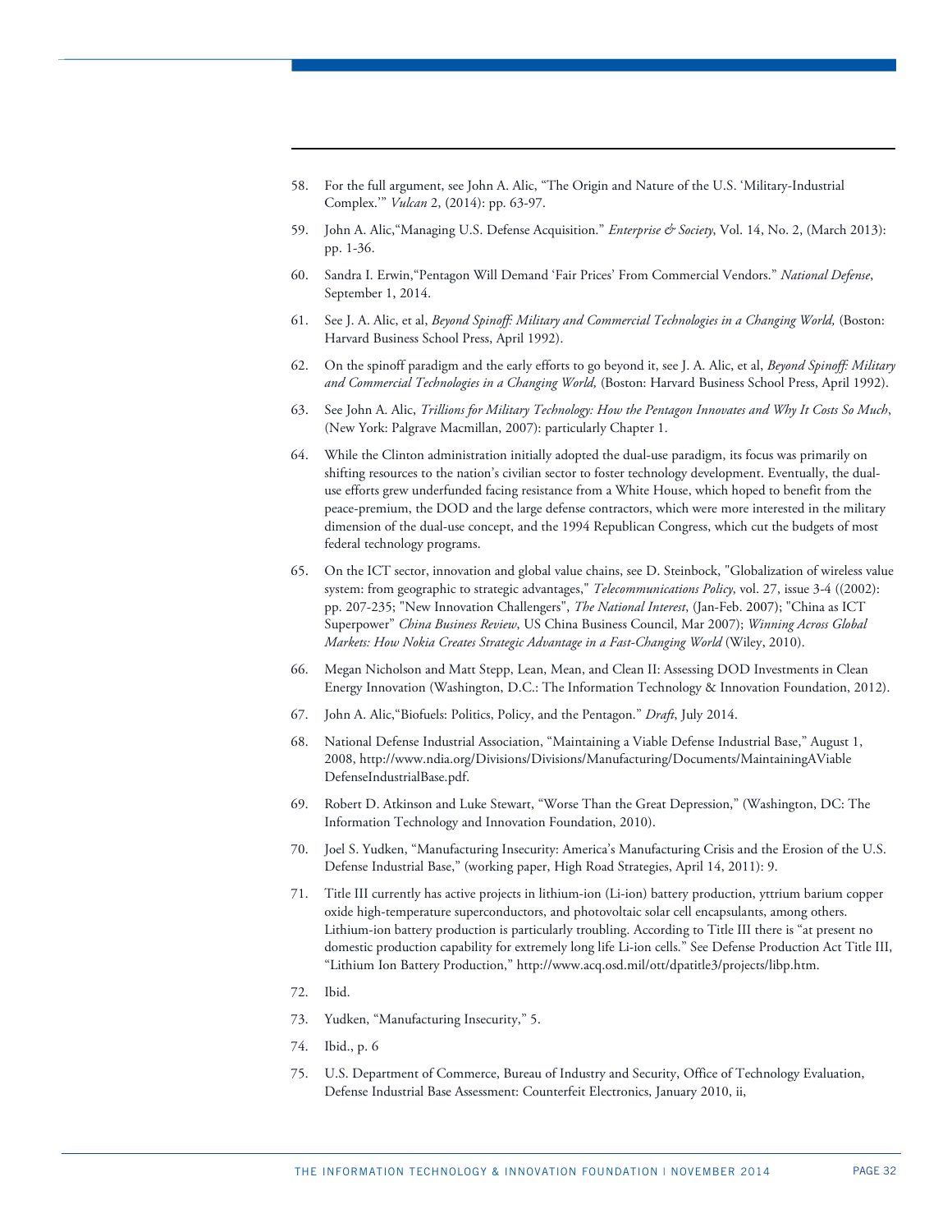58. For the full argument, see John A. Alic, "The Origin and Nature of the U.S. 'Military-Industrial Complex.'" *Vulcan* 2, (2014): pp. 63-97.

59. John A. Alic,"Managing U.S. Defense Acquisition." *Enterprise & Society*, Vol. 14, No. 2, (March 2013): pp. 1-36.

60. Sandra I. Erwin,"Pentagon Will Demand 'Fair Prices' From Commercial Vendors." *National Defense*, September 1, 2014.

61. See J. A. Alic, et al, *Beyond Spinoff: Military and Commercial Technologies in a Changing World,* (Boston: Harvard Business School Press, April 1992).

62. On the spinoff paradigm and the early efforts to go beyond it, see J. A. Alic, et al, *Beyond Spinoff: Military and Commercial Technologies in a Changing World,* (Boston: Harvard Business School Press, April 1992).

63. See John A. Alic, *Trillions for Military Technology: How the Pentagon Innovates and Why It Costs So Much*, (New York: Palgrave Macmillan, 2007): particularly Chapter 1.

64. While the Clinton administration initially adopted the dual-use paradigm, its focus was primarily on shifting resources to the nation's civilian sector to foster technology development. Eventually, the dual-use efforts grew underfunded facing resistance from a White House, which hoped to benefit from the peace-premium, the DOD and the large defense contractors, which were more interested in the military dimension of the dual-use concept, and the 1994 Republican Congress, which cut the budgets of most federal technology programs.

65. On the ICT sector, innovation and global value chains, see D. Steinbock, "Globalization of wireless value system: from geographic to strategic advantages," *Telecommunications Policy*, vol. 27, issue 3-4 ((2002): pp. 207-235; "New Innovation Challengers", *The National Interest*, (Jan-Feb. 2007); "China as ICT Superpower" *China Business Review*, US China Business Council, Mar 2007); *Winning Across Global Markets: How Nokia Creates Strategic Advantage in a Fast-Changing World* (Wiley, 2010).

66. Megan Nicholson and Matt Stepp, Lean, Mean, and Clean II: Assessing DOD Investments in Clean Energy Innovation (Washington, D.C.: The Information Technology & Innovation Foundation, 2012).

67. John A. Alic,"Biofuels: Politics, Policy, and the Pentagon." *Draft*, July 2014.

68. National Defense Industrial Association, "Maintaining a Viable Defense Industrial Base," August 1, 2008, http://www.ndia.org/Divisions/Divisions/Manufacturing/Documents/MaintainingAViable DefenseIndustrialBase.pdf.

69. Robert D. Atkinson and Luke Stewart, "Worse Than the Great Depression," (Washington, DC: The Information Technology and Innovation Foundation, 2010).

70. Joel S. Yudken, "Manufacturing Insecurity: America's Manufacturing Crisis and the Erosion of the U.S. Defense Industrial Base," (working paper, High Road Strategies, April 14, 2011): 9.

71. Title III currently has active projects in lithium-ion (Li-ion) battery production, yttrium barium copper oxide high-temperature superconductors, and photovoltaic solar cell encapsulants, among others. Lithium-ion battery production is particularly troubling. According to Title III there is "at present no domestic production capability for extremely long life Li-ion cells." See Defense Production Act Title III, "Lithium Ion Battery Production," http://www.acq.osd.mil/ott/dpatitle3/projects/libp.htm.

72. Ibid.

73. Yudken, "Manufacturing Insecurity," 5.

74. Ibid., p. 6

75. U.S. Department of Commerce, Bureau of Industry and Security, Office of Technology Evaluation, Defense Industrial Base Assessment: Counterfeit Electronics, January 2010, ii,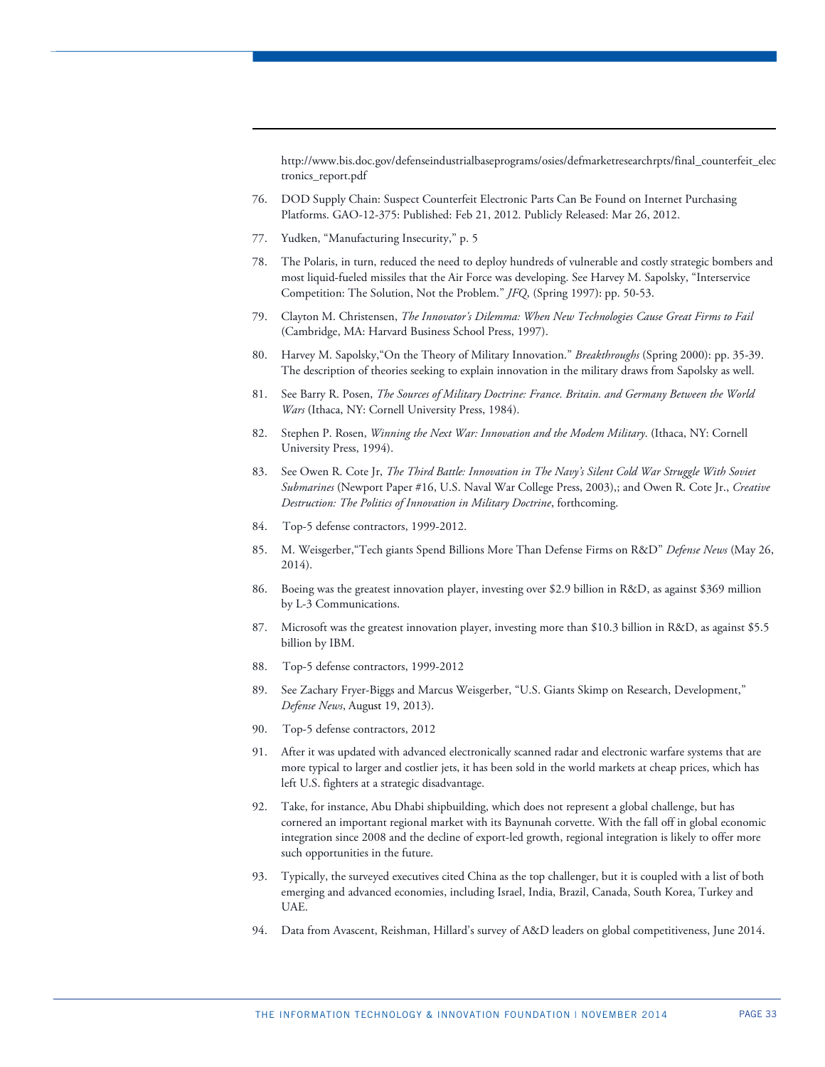http://www.bis.doc.gov/defenseindustrialbaseprograms/osies/defmarketresearchrpts/final_counterfeit_electronics_report.pdf

76. DOD Supply Chain: Suspect Counterfeit Electronic Parts Can Be Found on Internet Purchasing Platforms. GAO-12-375: Published: Feb 21, 2012. Publicly Released: Mar 26, 2012.

77. Yudken, "Manufacturing Insecurity," p. 5

78. The Polaris, in turn, reduced the need to deploy hundreds of vulnerable and costly strategic bombers and most liquid-fueled missiles that the Air Force was developing. See Harvey M. Sapolsky, "Interservice Competition: The Solution, Not the Problem." *JFQ*, (Spring 1997): pp. 50-53.

79. Clayton M. Christensen, *The Innovator's Dilemma: When New Technologies Cause Great Firms to Fail* (Cambridge, MA: Harvard Business School Press, 1997).

80. Harvey M. Sapolsky,"On the Theory of Military Innovation." *Breakthroughs* (Spring 2000): pp. 35-39. The description of theories seeking to explain innovation in the military draws from Sapolsky as well.

81. See Barry R. Posen, *The Sources of Military Doctrine: France. Britain. and Germany Between the World Wars* (Ithaca, NY: Cornell University Press, 1984).

82. Stephen P. Rosen, *Winning the Next War: Innovation and the Modem Military*. (Ithaca, NY: Cornell University Press, 1994).

83. See Owen R. Cote Jr, *The Third Battle: Innovation in The Navy's Silent Cold War Struggle With Soviet Submarines* (Newport Paper #16, U.S. Naval War College Press, 2003),; and Owen R. Cote Jr., *Creative Destruction: The Politics of Innovation in Military Doctrine*, forthcoming.

84. Top-5 defense contractors, 1999-2012.

85. M. Weisgerber,"Tech giants Spend Billions More Than Defense Firms on R&D" *Defense News* (May 26, 2014).

86. Boeing was the greatest innovation player, investing over $2.9 billion in R&D, as against $369 million by L-3 Communications.

87. Microsoft was the greatest innovation player, investing more than $10.3 billion in R&D, as against $5.5 billion by IBM.

88. Top-5 defense contractors, 1999-2012

89. See Zachary Fryer-Biggs and Marcus Weisgerber, "U.S. Giants Skimp on Research, Development," *Defense News*, August 19, 2013).

90. Top-5 defense contractors, 2012

91. After it was updated with advanced electronically scanned radar and electronic warfare systems that are more typical to larger and costlier jets, it has been sold in the world markets at cheap prices, which has left U.S. fighters at a strategic disadvantage.

92. Take, for instance, Abu Dhabi shipbuilding, which does not represent a global challenge, but has cornered an important regional market with its Baynunah corvette. With the fall off in global economic integration since 2008 and the decline of export-led growth, regional integration is likely to offer more such opportunities in the future.

93. Typically, the surveyed executives cited China as the top challenger, but it is coupled with a list of both emerging and advanced economies, including Israel, India, Brazil, Canada, South Korea, Turkey and UAE.

94. Data from Avascent, Reishman, Hillard's survey of A&D leaders on global competitiveness, June 2014.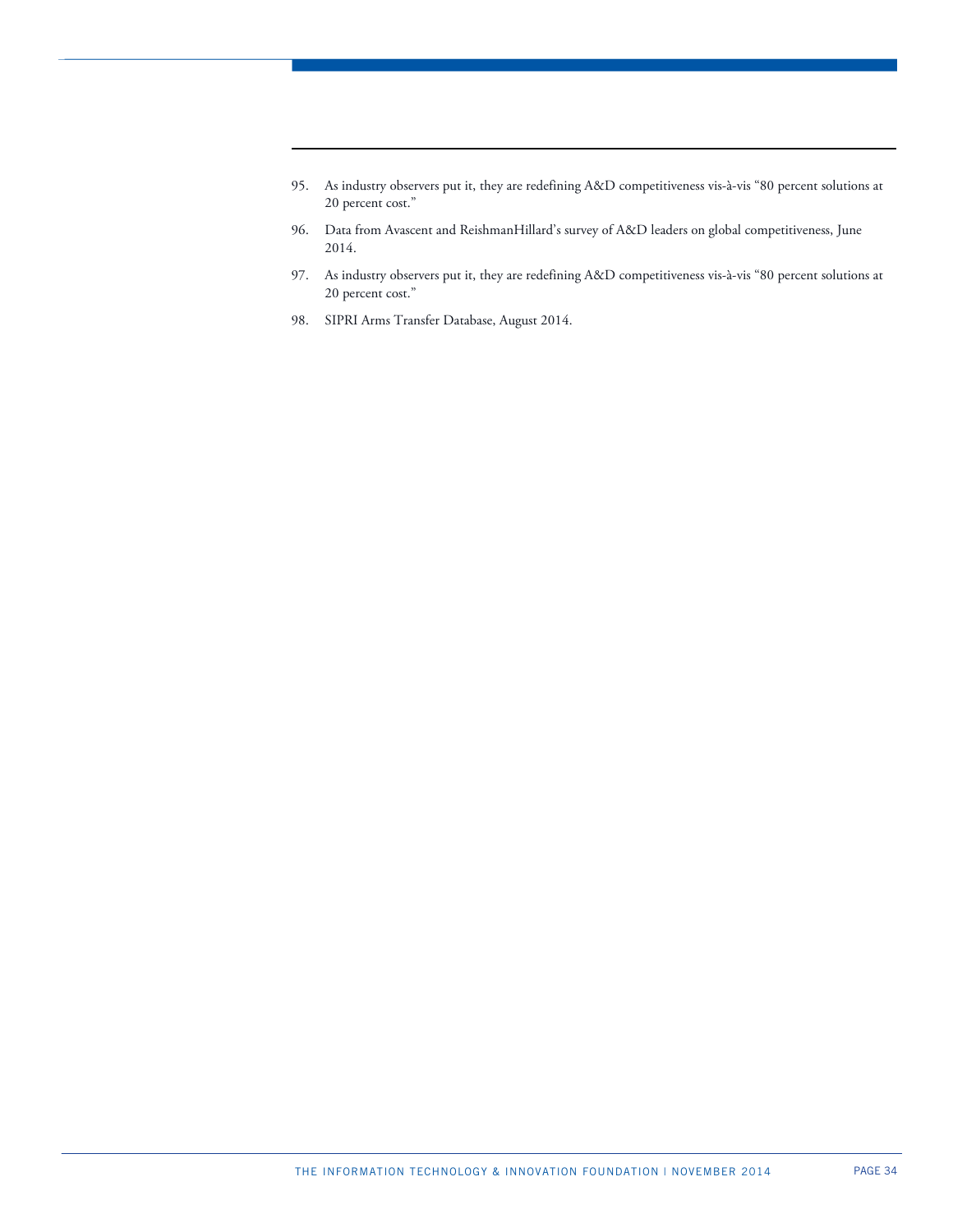95. As industry observers put it, they are redefining A&D competitiveness vis-à-vis "80 percent solutions at 20 percent cost."

96. Data from Avascent and ReishmanHillard's survey of A&D leaders on global competitiveness, June 2014.

97. As industry observers put it, they are redefining A&D competitiveness vis-à-vis "80 percent solutions at 20 percent cost."

98. SIPRI Arms Transfer Database, August 2014.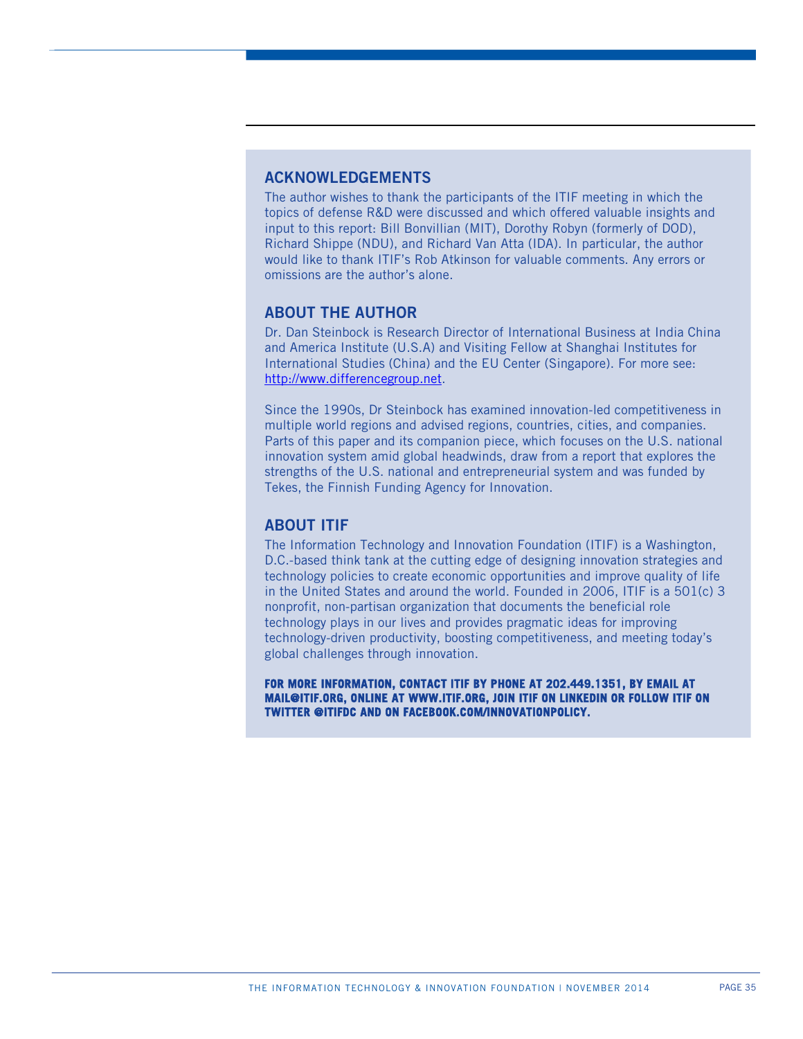## ACKNOWLEDGEMENTS

The author wishes to thank the participants of the ITIF meeting in which the topics of defense R&D were discussed and which offered valuable insights and input to this report: Bill Bonvillian (MIT), Dorothy Robyn (formerly of DOD), Richard Shippe (NDU), and Richard Van Atta (IDA). In particular, the author would like to thank ITIF's Rob Atkinson for valuable comments. Any errors or omissions are the author's alone.

## ABOUT THE AUTHOR

Dr. Dan Steinbock is Research Director of International Business at India China and America Institute (U.S.A) and Visiting Fellow at Shanghai Institutes for International Studies (China) and the EU Center (Singapore). For more see: http://www.differencegroup.net.

Since the 1990s, Dr Steinbock has examined innovation-led competitiveness in multiple world regions and advised regions, countries, cities, and companies. Parts of this paper and its companion piece, which focuses on the U.S. national innovation system amid global headwinds, draw from a report that explores the strengths of the U.S. national and entrepreneurial system and was funded by Tekes, the Finnish Funding Agency for Innovation.

## ABOUT ITIF

The Information Technology and Innovation Foundation (ITIF) is a Washington, D.C.-based think tank at the cutting edge of designing innovation strategies and technology policies to create economic opportunities and improve quality of life in the United States and around the world. Founded in 2006, ITIF is a 501(c) 3 nonprofit, non-partisan organization that documents the beneficial role technology plays in our lives and provides pragmatic ideas for improving technology-driven productivity, boosting competitiveness, and meeting today's global challenges through innovation.

**FOR MORE INFORMATION, CONTACT ITIF BY PHONE AT 202.449.1351, BY EMAIL AT MAIL@ITIF.ORG, ONLINE AT WWW.ITIF.ORG, JOIN ITIF ON LINKEDIN OR FOLLOW ITIF ON TWITTER @ITIFDC AND ON FACEBOOK.COM/INNOVATIONPOLICY.**